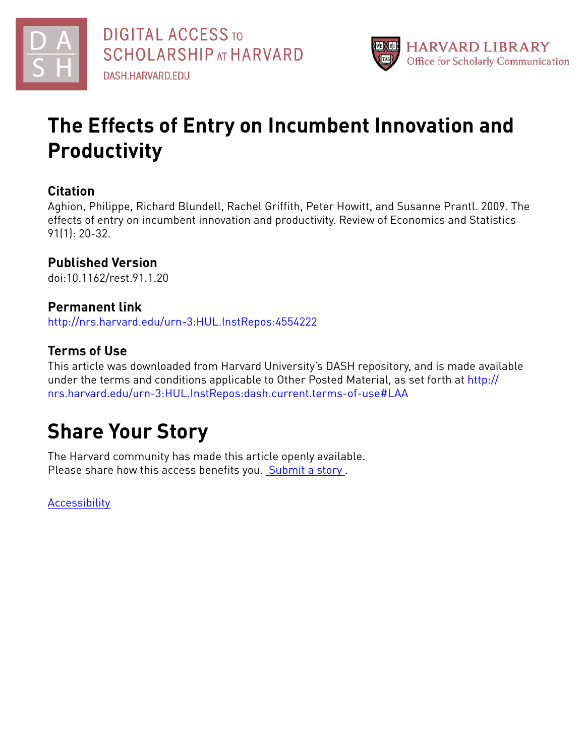# The Effects of Entry on Incumbent Innovation and Productivity

## Citation

Aghion, Philippe, Richard Blundell, Rachel Griffith, Peter Howitt, and Susanne Prantl. 2009. The effects of entry on incumbent innovation and productivity. Review of Economics and Statistics 91(1): 20-32.

## Published Version

doi:10.1162/rest.91.1.20

## Permanent link

http://nrs.harvard.edu/urn-3:HUL.InstRepos:4554222

## Terms of Use

This article was downloaded from Harvard University's DASH repository, and is made available under the terms and conditions applicable to Other Posted Material, as set forth at http://nrs.harvard.edu/urn-3:HUL.InstRepos:dash.current.terms-of-use#LAA

# Share Your Story

The Harvard community has made this article openly available.
Please share how this access benefits you. Submit a story .

Accessibility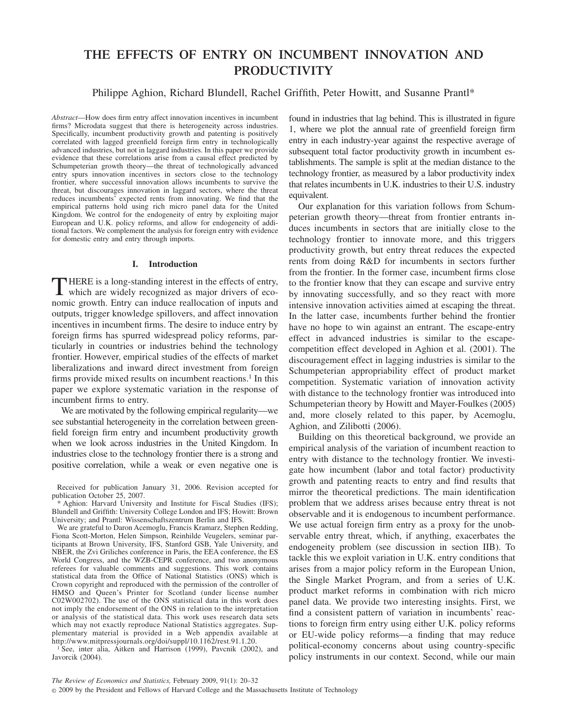# THE EFFECTS OF ENTRY ON INCUMBENT INNOVATION AND PRODUCTIVITY

Philippe Aghion, Richard Blundell, Rachel Griffith, Peter Howitt, and Susanne Prantl*

*Abstract*—How does firm entry affect innovation incentives in incumbent firms? Microdata suggest that there is heterogeneity across industries. Specifically, incumbent productivity growth and patenting is positively correlated with lagged greenfield foreign firm entry in technologically advanced industries, but not in laggard industries. In this paper we provide evidence that these correlations arise from a causal effect predicted by Schumpeterian growth theory—the threat of technologically advanced entry spurs innovation incentives in sectors close to the technology frontier, where successful innovation allows incumbents to survive the threat, but discourages innovation in laggard sectors, where the threat reduces incumbents' expected rents from innovating. We find that the empirical patterns hold using rich micro panel data for the United Kingdom. We control for the endogeneity of entry by exploiting major European and U.K. policy reforms, and allow for endogeneity of additional factors. We complement the analysis for foreign entry with evidence for domestic entry and entry through imports.

## I. Introduction

THERE is a long-standing interest in the effects of entry, which are widely recognized as major drivers of economic growth. Entry can induce reallocation of inputs and outputs, trigger knowledge spillovers, and affect innovation incentives in incumbent firms. The desire to induce entry by foreign firms has spurred widespread policy reforms, particularly in countries or industries behind the technology frontier. However, empirical studies of the effects of market liberalizations and inward direct investment from foreign firms provide mixed results on incumbent reactions.[1] In this paper we explore systematic variation in the response of incumbent firms to entry.

We are motivated by the following empirical regularity—we see substantial heterogeneity in the correlation between greenfield foreign firm entry and incumbent productivity growth when we look across industries in the United Kingdom. In industries close to the technology frontier there is a strong and positive correlation, while a weak or even negative one is found in industries that lag behind. This is illustrated in figure 1, where we plot the annual rate of greenfield foreign firm entry in each industry-year against the respective average of subsequent total factor productivity growth in incumbent establishments. The sample is split at the median distance to the technology frontier, as measured by a labor productivity index that relates incumbents in U.K. industries to their U.S. industry equivalent.

Our explanation for this variation follows from Schumpeterian growth theory—threat from frontier entrants induces incumbents in sectors that are initially close to the technology frontier to innovate more, and this triggers productivity growth, but entry threat reduces the expected rents from doing R&D for incumbents in sectors further from the frontier. In the former case, incumbent firms close to the frontier know that they can escape and survive entry by innovating successfully, and so they react with more intensive innovation activities aimed at escaping the threat. In the latter case, incumbents further behind the frontier have no hope to win against an entrant. The escape-entry effect in advanced industries is similar to the escape-competition effect developed in Aghion et al. (2001). The discouragement effect in lagging industries is similar to the Schumpeterian appropriability effect of product market competition. Systematic variation of innovation activity with distance to the technology frontier was introduced into Schumpeterian theory by Howitt and Mayer-Foulkes (2005) and, more closely related to this paper, by Acemoglu, Aghion, and Zilibotti (2006).

Building on this theoretical background, we provide an empirical analysis of the variation of incumbent reaction to entry with distance to the technology frontier. We investigate how incumbent (labor and total factor) productivity growth and patenting reacts to entry and find results that mirror the theoretical predictions. The main identification problem that we address arises because entry threat is not observable and it is endogenous to incumbent performance. We use actual foreign firm entry as a proxy for the unobservable entry threat, which, if anything, exacerbates the endogeneity problem (see discussion in section IIB). To tackle this we exploit variation in U.K. entry conditions that arises from a major policy reform in the European Union, the Single Market Program, and from a series of U.K. product market reforms in combination with rich micro panel data. We provide two interesting insights. First, we find a consistent pattern of variation in incumbents' reactions to foreign firm entry using either U.K. policy reforms or EU-wide policy reforms—a finding that may reduce political-economy concerns about using country-specific policy instruments in our context. Second, while our main

Received for publication January 31, 2006. Revision accepted for publication October 25, 2007.

\* Aghion: Harvard University and Institute for Fiscal Studies (IFS); Blundell and Griffith: University College London and IFS; Howitt: Brown University; and Prantl: Wissenschaftszentrum Berlin and IFS.

We are grateful to Daron Acemoglu, Francis Kramarz, Stephen Redding, Fiona Scott-Morton, Helen Simpson, Reinhilde Veugelers, seminar participants at Brown University, IFS, Stanford GSB, Yale University, and NBER, the Zvi Griliches conference in Paris, the EEA conference, the ES World Congress, and the WZB-CEPR conference, and two anonymous referees for valuable comments and suggestions. This work contains statistical data from the Office of National Statistics (ONS) which is Crown copyright and reproduced with the permission of the controller of HMSO and Queen's Printer for Scotland (under license number C02W002702). The use of the ONS statistical data in this work does not imply the endorsement of the ONS in relation to the interpretation or analysis of the statistical data. This work uses research data sets which may not exactly reproduce National Statistics aggregates. Supplementary material is provided in a Web appendix available at http://www.mitpressjournals.org/doi/suppl/10.1162/rest.91.1.20.

[1] See, inter alia, Aitken and Harrison (1999), Pavcnik (2002), and Javorcik (2004).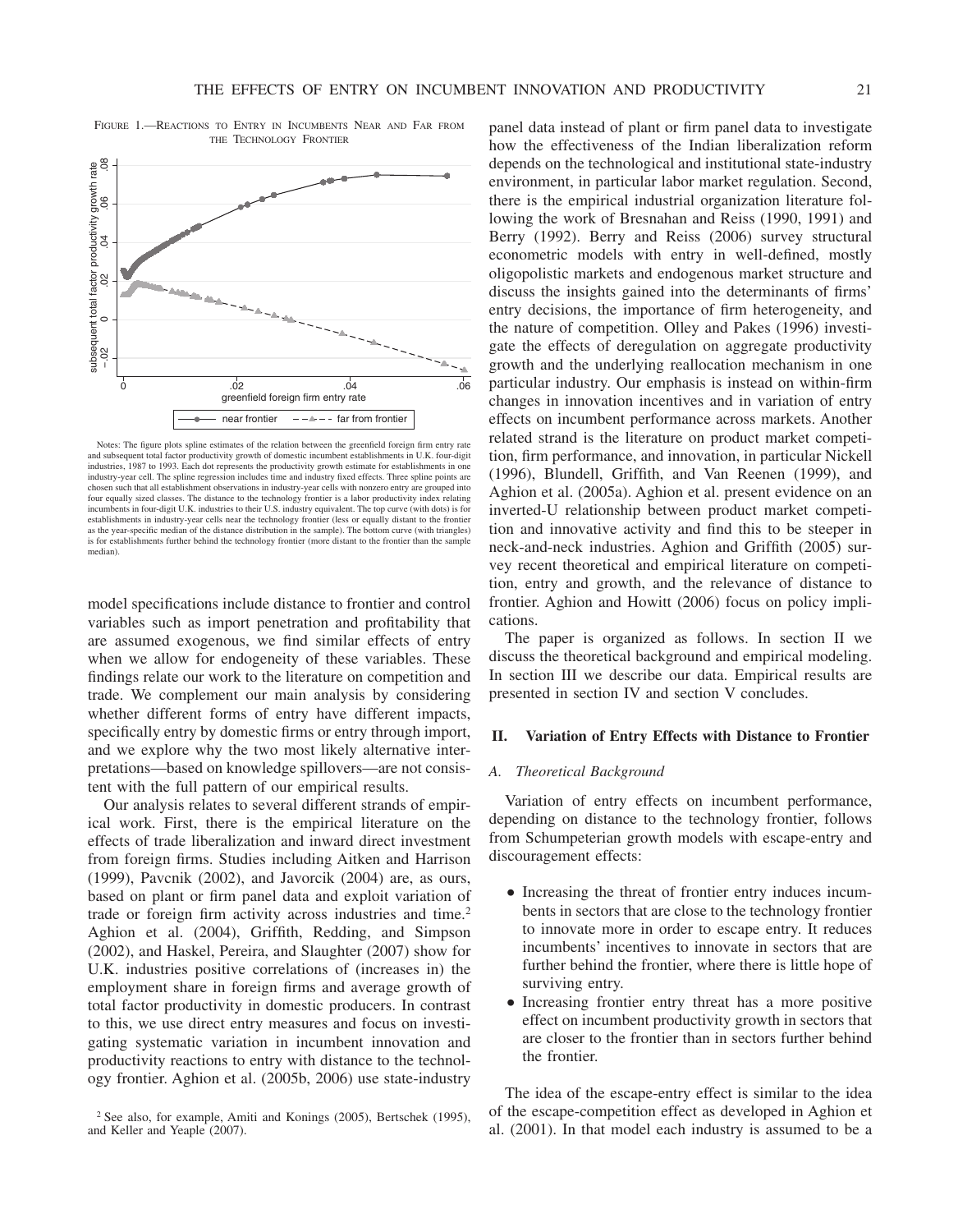FIGURE 1.—REACTIONS TO ENTRY IN INCUMBENTS NEAR AND FAR FROM THE TECHNOLOGY FRONTIER

Notes: The figure plots spline estimates of the relation between the greenfield foreign firm entry rate and subsequent total factor productivity growth of domestic incumbent establishments in U.K. four-digit industries, 1987 to 1993. Each dot represents the productivity growth estimate for establishments in one industry-year cell. The spline regression includes time and industry fixed effects. Three spline points are chosen such that all establishment observations in industry-year cells with nonzero entry are grouped into four equally sized classes. The distance to the technology frontier is a labor productivity index relating incumbents in four-digit U.K. industries to their U.S. industry equivalent. The top curve (with dots) is for establishments in industry-year cells near the technology frontier (less or equally distant to the frontier as the year-specific median of the distance distribution in the sample). The bottom curve (with triangles) is for establishments further behind the technology frontier (more distant to the frontier than the sample median).

model specifications include distance to frontier and control variables such as import penetration and profitability that are assumed exogenous, we find similar effects of entry when we allow for endogeneity of these variables. These findings relate our work to the literature on competition and trade. We complement our main analysis by considering whether different forms of entry have different impacts, specifically entry by domestic firms or entry through import, and we explore why the two most likely alternative interpretations—based on knowledge spillovers—are not consistent with the full pattern of our empirical results.

Our analysis relates to several different strands of empirical work. First, there is the empirical literature on the effects of trade liberalization and inward direct investment from foreign firms. Studies including Aitken and Harrison (1999), Pavcnik (2002), and Javorcik (2004) are, as ours, based on plant or firm panel data and exploit variation of trade or foreign firm activity across industries and time.[2] Aghion et al. (2004), Griffith, Redding, and Simpson (2002), and Haskel, Pereira, and Slaughter (2007) show for U.K. industries positive correlations of (increases in) the employment share in foreign firms and average growth of total factor productivity in domestic producers. In contrast to this, we use direct entry measures and focus on investigating systematic variation in incumbent innovation and productivity reactions to entry with distance to the technology frontier. Aghion et al. (2005b, 2006) use state-industry panel data instead of plant or firm panel data to investigate how the effectiveness of the Indian liberalization reform depends on the technological and institutional state-industry environment, in particular labor market regulation. Second, there is the empirical industrial organization literature following the work of Bresnahan and Reiss (1990, 1991) and Berry (1992). Berry and Reiss (2006) survey structural econometric models with entry in well-defined, mostly oligopolistic markets and endogenous market structure and discuss the insights gained into the determinants of firms' entry decisions, the importance of firm heterogeneity, and the nature of competition. Olley and Pakes (1996) investigate the effects of deregulation on aggregate productivity growth and the underlying reallocation mechanism in one particular industry. Our emphasis is instead on within-firm changes in innovation incentives and in variation of entry effects on incumbent performance across markets. Another related strand is the literature on product market competition, firm performance, and innovation, in particular Nickell (1996), Blundell, Griffith, and Van Reenen (1999), and Aghion et al. (2005a). Aghion et al. present evidence on an inverted-U relationship between product market competition and innovative activity and find this to be steeper in neck-and-neck industries. Aghion and Griffith (2005) survey recent theoretical and empirical literature on competition, entry and growth, and the relevance of distance to frontier. Aghion and Howitt (2006) focus on policy implications.

The paper is organized as follows. In section II we discuss the theoretical background and empirical modeling. In section III we describe our data. Empirical results are presented in section IV and section V concludes.

## II. Variation of Entry Effects with Distance to Frontier

### *A. Theoretical Background*

Variation of entry effects on incumbent performance, depending on distance to the technology frontier, follows from Schumpeterian growth models with escape-entry and discouragement effects:

- Increasing the threat of frontier entry induces incumbents in sectors that are close to the technology frontier to innovate more in order to escape entry. It reduces incumbents' incentives to innovate in sectors that are further behind the frontier, where there is little hope of surviving entry.
- Increasing frontier entry threat has a more positive effect on incumbent productivity growth in sectors that are closer to the frontier than in sectors further behind the frontier.

The idea of the escape-entry effect is similar to the idea of the escape-competition effect as developed in Aghion et al. (2001). In that model each industry is assumed to be a

[2] See also, for example, Amiti and Konings (2005), Bertschek (1995), and Keller and Yeaple (2007).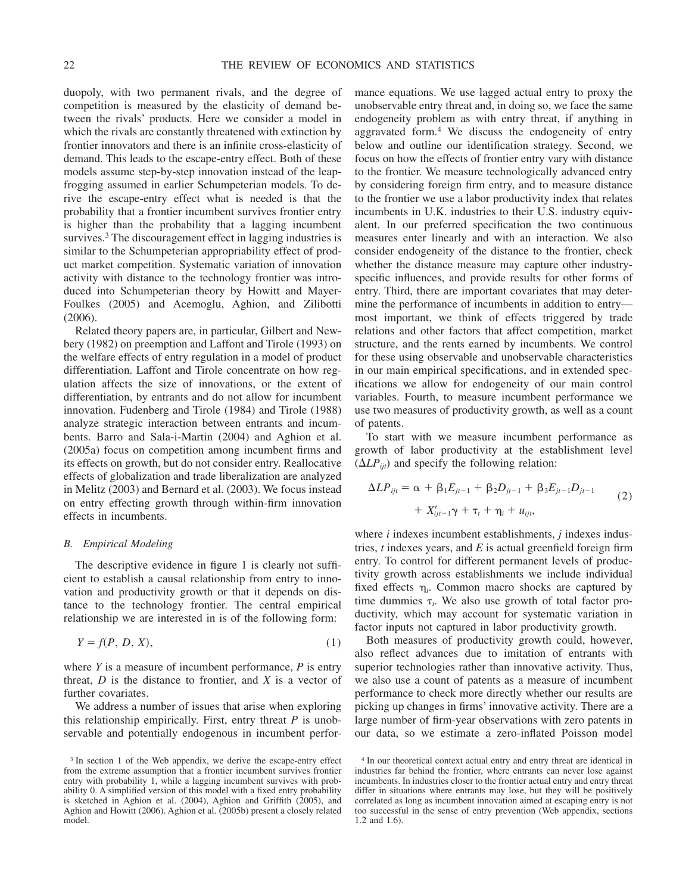duopoly, with two permanent rivals, and the degree of competition is measured by the elasticity of demand between the rivals' products. Here we consider a model in which the rivals are constantly threatened with extinction by frontier innovators and there is an infinite cross-elasticity of demand. This leads to the escape-entry effect. Both of these models assume step-by-step innovation instead of the leapfrogging assumed in earlier Schumpeterian models. To derive the escape-entry effect what is needed is that the probability that a frontier incumbent survives frontier entry is higher than the probability that a lagging incumbent survives.[3] The discouragement effect in lagging industries is similar to the Schumpeterian appropriability effect of product market competition. Systematic variation of innovation activity with distance to the technology frontier was introduced into Schumpeterian theory by Howitt and Mayer-Foulkes (2005) and Acemoglu, Aghion, and Zilibotti (2006).

Related theory papers are, in particular, Gilbert and Newbery (1982) on preemption and Laffont and Tirole (1993) on the welfare effects of entry regulation in a model of product differentiation. Laffont and Tirole concentrate on how regulation affects the size of innovations, or the extent of differentiation, by entrants and do not allow for incumbent innovation. Fudenberg and Tirole (1984) and Tirole (1988) analyze strategic interaction between entrants and incumbents. Barro and Sala-i-Martin (2004) and Aghion et al. (2005a) focus on competition among incumbent firms and its effects on growth, but do not consider entry. Reallocative effects of globalization and trade liberalization are analyzed in Melitz (2003) and Bernard et al. (2003). We focus instead on entry effecting growth through within-firm innovation effects in incumbents.

### *B. Empirical Modeling*

The descriptive evidence in figure 1 is clearly not sufficient to establish a causal relationship from entry to innovation and productivity growth or that it depends on distance to the technology frontier. The central empirical relationship we are interested in is of the following form:

$$Y = f(P, D, X), \tag{1}$$

where $Y$ is a measure of incumbent performance, $P$ is entry threat, $D$ is the distance to frontier, and $X$ is a vector of further covariates.

We address a number of issues that arise when exploring this relationship empirically. First, entry threat $P$ is unobservable and potentially endogenous in incumbent performance equations. We use lagged actual entry to proxy the unobservable entry threat and, in doing so, we face the same endogeneity problem as with entry threat, if anything in aggravated form.[4] We discuss the endogeneity of entry below and outline our identification strategy. Second, we focus on how the effects of frontier entry vary with distance to the frontier. We measure technologically advanced entry by considering foreign firm entry, and to measure distance to the frontier we use a labor productivity index that relates incumbents in U.K. industries to their U.S. industry equivalent. In our preferred specification the two continuous measures enter linearly and with an interaction. We also consider endogeneity of the distance to the frontier, check whether the distance measure may capture other industry-specific influences, and provide results for other forms of entry. Third, there are important covariates that may determine the performance of incumbents in addition to entry—most important, we think of effects triggered by trade relations and other factors that affect competition, market structure, and the rents earned by incumbents. We control for these using observable and unobservable characteristics in our main empirical specifications, and in extended specifications we allow for endogeneity of our main control variables. Fourth, to measure incumbent performance we use two measures of productivity growth, as well as a count of patents.

To start with we measure incumbent performance as growth of labor productivity at the establishment level ($\Delta LP_{ijt}$) and specify the following relation:

$$\Delta LP_{ijt} = \alpha + \beta_1 E_{jt-1} + \beta_2 D_{jt-1} + \beta_3 E_{jt-1} D_{jt-1} + X'_{ijt-1}\gamma + \tau_t + \eta_i + u_{ijt}, \tag{2}$$

where $i$ indexes incumbent establishments, $j$ indexes industries, $t$ indexes years, and $E$ is actual greenfield foreign firm entry. To control for different permanent levels of productivity growth across establishments we include individual fixed effects $\eta_i$. Common macro shocks are captured by time dummies $\tau_t$. We also use growth of total factor productivity, which may account for systematic variation in factor inputs not captured in labor productivity growth.

Both measures of productivity growth could, however, also reflect advances due to imitation of entrants with superior technologies rather than innovative activity. Thus, we also use a count of patents as a measure of incumbent performance to check more directly whether our results are picking up changes in firms' innovative activity. There are a large number of firm-year observations with zero patents in our data, so we estimate a zero-inflated Poisson model

[3] In section 1 of the Web appendix, we derive the escape-entry effect from the extreme assumption that a frontier incumbent survives frontier entry with probability 1, while a lagging incumbent survives with probability 0. A simplified version of this model with a fixed entry probability is sketched in Aghion et al. (2004), Aghion and Griffith (2005), and Aghion and Howitt (2006). Aghion et al. (2005b) present a closely related model.

[4] In our theoretical context actual entry and entry threat are identical in industries far behind the frontier, where entrants can never lose against incumbents. In industries closer to the frontier actual entry and entry threat differ in situations where entrants may lose, but they will be positively correlated as long as incumbent innovation aimed at escaping entry is not too successful in the sense of entry prevention (Web appendix, sections 1.2 and 1.6).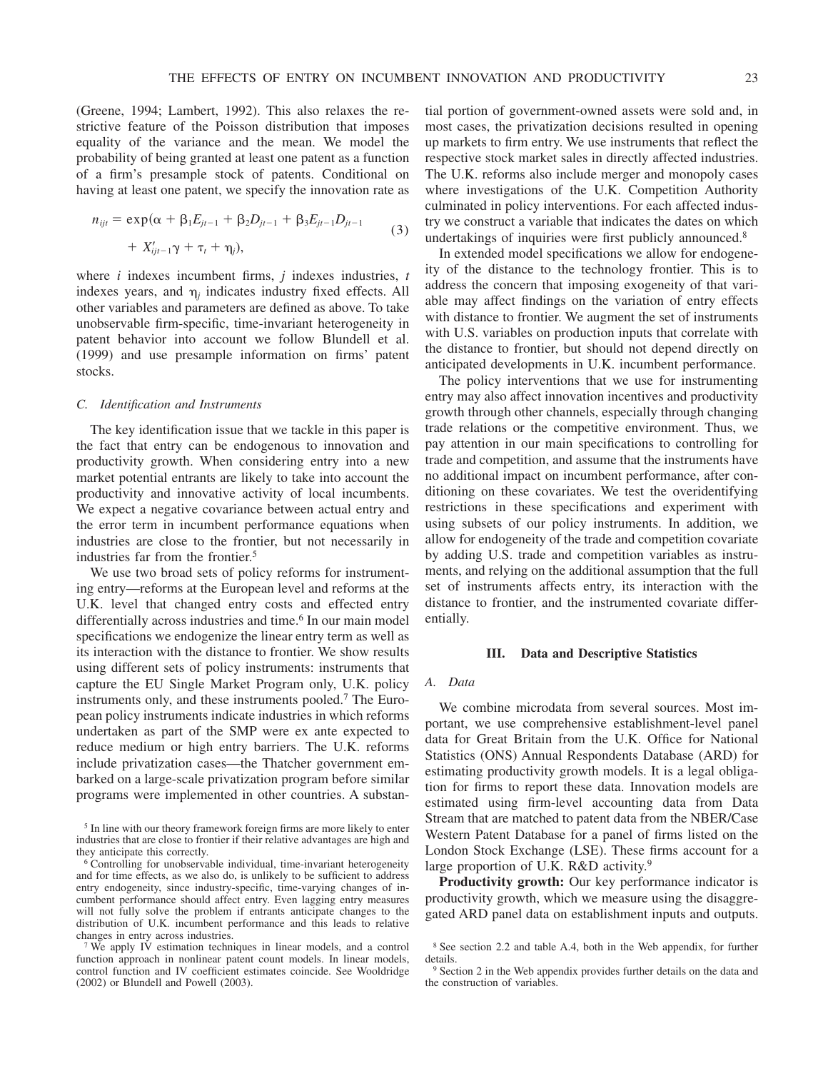(Greene, 1994; Lambert, 1992). This also relaxes the restrictive feature of the Poisson distribution that imposes equality of the variance and the mean. We model the probability of being granted at least one patent as a function of a firm's presample stock of patents. Conditional on having at least one patent, we specify the innovation rate as

$$n_{ijt} = \exp(\alpha + \beta_1 E_{jt-1} + \beta_2 D_{jt-1} + \beta_3 E_{jt-1} D_{jt-1} + X'_{ijt-1}\gamma + \tau_t + \eta_j), \tag{3}$$

where $i$ indexes incumbent firms, $j$ indexes industries, $t$ indexes years, and $\eta_j$ indicates industry fixed effects. All other variables and parameters are defined as above. To take unobservable firm-specific, time-invariant heterogeneity in patent behavior into account we follow Blundell et al. (1999) and use presample information on firms' patent stocks.

### C. Identification and Instruments

The key identification issue that we tackle in this paper is the fact that entry can be endogenous to innovation and productivity growth. When considering entry into a new market potential entrants are likely to take into account the productivity and innovative activity of local incumbents. We expect a negative covariance between actual entry and the error term in incumbent performance equations when industries are close to the frontier, but not necessarily in industries far from the frontier.[5]

We use two broad sets of policy reforms for instrumenting entry—reforms at the European level and reforms at the U.K. level that changed entry costs and effected entry differentially across industries and time.[6] In our main model specifications we endogenize the linear entry term as well as its interaction with the distance to frontier. We show results using different sets of policy instruments: instruments that capture the EU Single Market Program only, U.K. policy instruments only, and these instruments pooled.[7] The European policy instruments indicate industries in which reforms undertaken as part of the SMP were ex ante expected to reduce medium or high entry barriers. The U.K. reforms include privatization cases—the Thatcher government embarked on a large-scale privatization program before similar programs were implemented in other countries. A substantial portion of government-owned assets were sold and, in most cases, the privatization decisions resulted in opening up markets to firm entry. We use instruments that reflect the respective stock market sales in directly affected industries. The U.K. reforms also include merger and monopoly cases where investigations of the U.K. Competition Authority culminated in policy interventions. For each affected industry we construct a variable that indicates the dates on which undertakings of inquiries were first publicly announced.[8]

In extended model specifications we allow for endogeneity of the distance to the technology frontier. This is to address the concern that imposing exogeneity of that variable may affect findings on the variation of entry effects with distance to frontier. We augment the set of instruments with U.S. variables on production inputs that correlate with the distance to frontier, but should not depend directly on anticipated developments in U.K. incumbent performance.

The policy interventions that we use for instrumenting entry may also affect innovation incentives and productivity growth through other channels, especially through changing trade relations or the competitive environment. Thus, we pay attention in our main specifications to controlling for trade and competition, and assume that the instruments have no additional impact on incumbent performance, after conditioning on these covariates. We test the overidentifying restrictions in these specifications and experiment with using subsets of our policy instruments. In addition, we allow for endogeneity of the trade and competition covariate by adding U.S. trade and competition variables as instruments, and relying on the additional assumption that the full set of instruments affects entry, its interaction with the distance to frontier, and the instrumented covariate differentially.

## III. Data and Descriptive Statistics

### A. Data

We combine microdata from several sources. Most important, we use comprehensive establishment-level panel data for Great Britain from the U.K. Office for National Statistics (ONS) Annual Respondents Database (ARD) for estimating productivity growth models. It is a legal obligation for firms to report these data. Innovation models are estimated using firm-level accounting data from Data Stream that are matched to patent data from the NBER/Case Western Patent Database for a panel of firms listed on the London Stock Exchange (LSE). These firms account for a large proportion of U.K. R&D activity.[9]

**Productivity growth:** Our key performance indicator is productivity growth, which we measure using the disaggregated ARD panel data on establishment inputs and outputs.

---

[5] In line with our theory framework foreign firms are more likely to enter industries that are close to frontier if their relative advantages are high and they anticipate this correctly.

[6] Controlling for unobservable individual, time-invariant heterogeneity and for time effects, as we also do, is unlikely to be sufficient to address entry endogeneity, since industry-specific, time-varying changes of incumbent performance should affect entry. Even lagging entry measures will not fully solve the problem if entrants anticipate changes to the distribution of U.K. incumbent performance and this leads to relative changes in entry across industries.

[7] We apply IV estimation techniques in linear models, and a control function approach in nonlinear patent count models. In linear models, control function and IV coefficient estimates coincide. See Wooldridge (2002) or Blundell and Powell (2003).

[8] See section 2.2 and table A.4, both in the Web appendix, for further details.

[9] Section 2 in the Web appendix provides further details on the data and the construction of variables.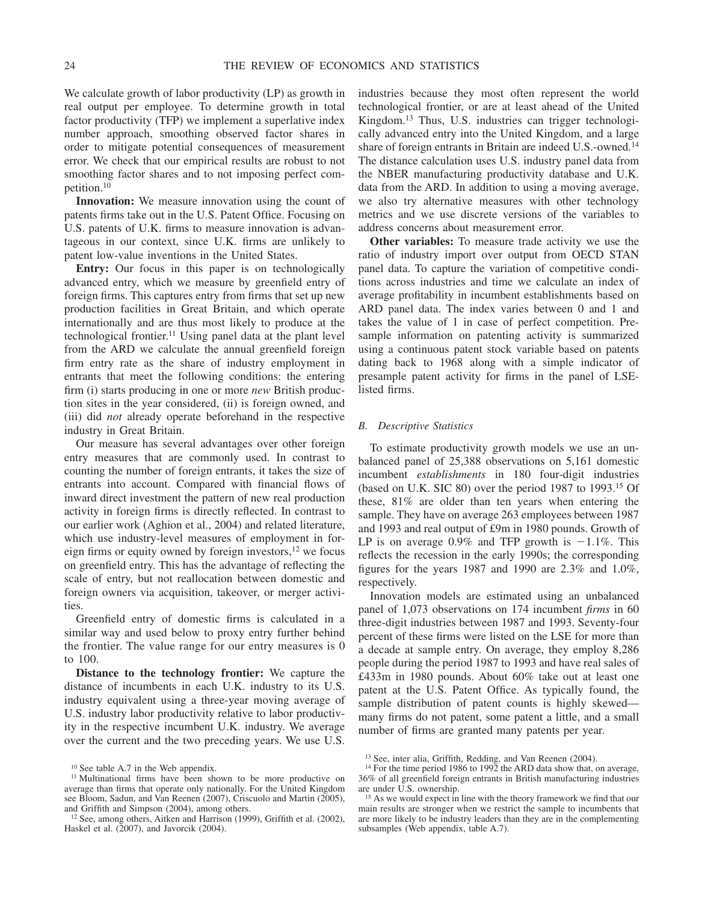We calculate growth of labor productivity (LP) as growth in real output per employee. To determine growth in total factor productivity (TFP) we implement a superlative index number approach, smoothing observed factor shares in order to mitigate potential consequences of measurement error. We check that our empirical results are robust to not smoothing factor shares and to not imposing perfect competition.[10]

**Innovation:** We measure innovation using the count of patents firms take out in the U.S. Patent Office. Focusing on U.S. patents of U.K. firms to measure innovation is advantageous in our context, since U.K. firms are unlikely to patent low-value inventions in the United States.

**Entry:** Our focus in this paper is on technologically advanced entry, which we measure by greenfield entry of foreign firms. This captures entry from firms that set up new production facilities in Great Britain, and which operate internationally and are thus most likely to produce at the technological frontier.[11] Using panel data at the plant level from the ARD we calculate the annual greenfield foreign firm entry rate as the share of industry employment in entrants that meet the following conditions: the entering firm (i) starts producing in one or more *new* British production sites in the year considered, (ii) is foreign owned, and (iii) did *not* already operate beforehand in the respective industry in Great Britain.

Our measure has several advantages over other foreign entry measures that are commonly used. In contrast to counting the number of foreign entrants, it takes the size of entrants into account. Compared with financial flows of inward direct investment the pattern of new real production activity in foreign firms is directly reflected. In contrast to our earlier work (Aghion et al., 2004) and related literature, which use industry-level measures of employment in foreign firms or equity owned by foreign investors,[12] we focus on greenfield entry. This has the advantage of reflecting the scale of entry, but not reallocation between domestic and foreign owners via acquisition, takeover, or merger activities.

Greenfield entry of domestic firms is calculated in a similar way and used below to proxy entry further behind the frontier. The value range for our entry measures is 0 to 100.

**Distance to the technology frontier:** We capture the distance of incumbents in each U.K. industry to its U.S. industry equivalent using a three-year moving average of U.S. industry labor productivity relative to labor productivity in the respective incumbent U.K. industry. We average over the current and the two preceding years. We use U.S. industries because they most often represent the world technological frontier, or are at least ahead of the United Kingdom.[13] Thus, U.S. industries can trigger technologically advanced entry into the United Kingdom, and a large share of foreign entrants in Britain are indeed U.S.-owned.[14] The distance calculation uses U.S. industry panel data from the NBER manufacturing productivity database and U.K. data from the ARD. In addition to using a moving average, we also try alternative measures with other technology metrics and we use discrete versions of the variables to address concerns about measurement error.

**Other variables:** To measure trade activity we use the ratio of industry import over output from OECD STAN panel data. To capture the variation of competitive conditions across industries and time we calculate an index of average profitability in incumbent establishments based on ARD panel data. The index varies between 0 and 1 and takes the value of 1 in case of perfect competition. Presample information on patenting activity is summarized using a continuous patent stock variable based on patents dating back to 1968 along with a simple indicator of presample patent activity for firms in the panel of LSE-listed firms.

### B. *Descriptive Statistics*

To estimate productivity growth models we use an unbalanced panel of 25,388 observations on 5,161 domestic incumbent *establishments* in 180 four-digit industries (based on U.K. SIC 80) over the period 1987 to 1993.[15] Of these, 81% are older than ten years when entering the sample. They have on average 263 employees between 1987 and 1993 and real output of £9m in 1980 pounds. Growth of LP is on average 0.9% and TFP growth is −1.1%. This reflects the recession in the early 1990s; the corresponding figures for the years 1987 and 1990 are 2.3% and 1.0%, respectively.

Innovation models are estimated using an unbalanced panel of 1,073 observations on 174 incumbent *firms* in 60 three-digit industries between 1987 and 1993. Seventy-four percent of these firms were listed on the LSE for more than a decade at sample entry. On average, they employ 8,286 people during the period 1987 to 1993 and have real sales of £433m in 1980 pounds. About 60% take out at least one patent at the U.S. Patent Office. As typically found, the sample distribution of patent counts is highly skewed—many firms do not patent, some patent a little, and a small number of firms are granted many patents per year.

---

[10] See table A.7 in the Web appendix.

[11] Multinational firms have been shown to be more productive on average than firms that operate only nationally. For the United Kingdom see Bloom, Sadun, and Van Reenen (2007), Criscuolo and Martin (2005), and Griffith and Simpson (2004), among others.

[12] See, among others, Aitken and Harrison (1999), Griffith et al. (2002), Haskel et al. (2007), and Javorcik (2004).

[13] See, inter alia, Griffith, Redding, and Van Reenen (2004).

[14] For the time period 1986 to 1992 the ARD data show that, on average, 36% of all greenfield foreign entrants in British manufacturing industries are under U.S. ownership.

[15] As we would expect in line with the theory framework we find that our main results are stronger when we restrict the sample to incumbents that are more likely to be industry leaders than they are in the complementing subsamples (Web appendix, table A.7).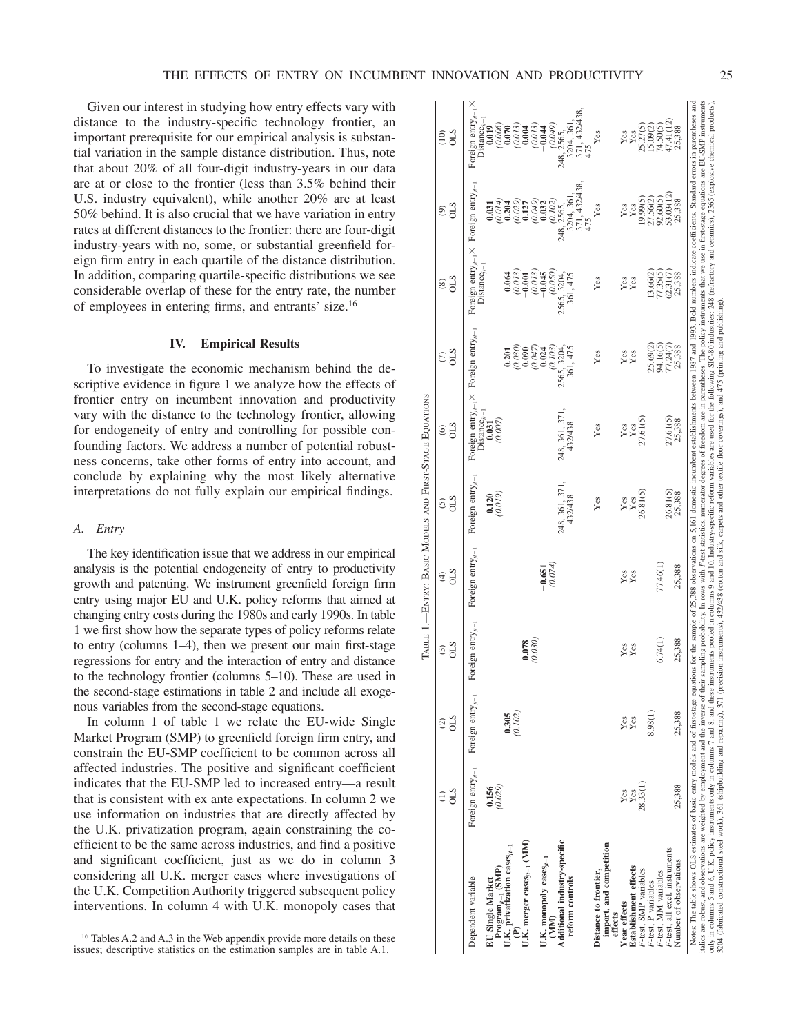Given our interest in studying how entry effects vary with distance to the industry-specific technology frontier, an important prerequisite for our empirical analysis is substantial variation in the sample distance distribution. Thus, note that about 20% of all four-digit industry-years in our data are at or close to the frontier (less than 3.5% behind their U.S. industry equivalent), while another 20% are at least 50% behind. It is also crucial that we have variation in entry rates at different distances to the frontier: there are four-digit industry-years with no, some, or substantial greenfield foreign firm entry in each quartile of the distance distribution. In addition, comparing quartile-specific distributions we see considerable overlap of these for the entry rate, the number of employees in entering firms, and entrants' size.[16]

## IV. Empirical Results

To investigate the economic mechanism behind the descriptive evidence in figure 1 we analyze how the effects of frontier entry on incumbent innovation and productivity vary with the distance to the technology frontier, allowing for endogeneity of entry and controlling for possible confounding factors. We address a number of potential robustness concerns, take other forms of entry into account, and conclude by explaining why the most likely alternative interpretations do not fully explain our empirical findings.

### A. Entry

The key identification issue that we address in our empirical analysis is the potential endogeneity of entry to productivity growth and patenting. We instrument greenfield foreign firm entry using major EU and U.K. policy reforms that aimed at changing entry costs during the 1980s and early 1990s. In table 1 we first show how the separate types of policy reforms relate to entry (columns 1–4), then we present our main first-stage regressions for entry and the interaction of entry and distance to the technology frontier (columns 5–10). These are used in the second-stage estimations in table 2 and include all exogenous variables from the second-stage equations.

In column 1 of table 1 we relate the EU-wide Single Market Program (SMP) to greenfield foreign firm entry, and constrain the EU-SMP coefficient to be common across all affected industries. The positive and significant coefficient indicates that the EU-SMP led to increased entry—a result that is consistent with ex ante expectations. In column 2 we use information on industries that are directly affected by the U.K. privatization program, again constraining the coefficient to be the same across industries, and find a positive and significant coefficient, just as we do in column 3 considering all U.K. merger cases where investigations of the U.K. Competition Authority triggered subsequent policy interventions. In column 4 with U.K. monopoly cases that

[16] Tables A.2 and A.3 in the Web appendix provide more details on these issues; descriptive statistics on the estimation samples are in table A.1.

Table 1.—Entry: Basic Models and First-Stage Equations

| | (1) OLS | (2) OLS | (3) OLS | (4) OLS | (5) OLS | (6) OLS | (7) OLS | (8) OLS | (9) OLS | (10) OLS |
|---|---|---|---|---|---|---|---|---|---|---|
| Dependent variable | Foreign entry$_{jt-1}$ | Foreign entry$_{jt-1}$ | Foreign entry$_{jt-1}$ | Foreign entry$_{jt-1}$ | Foreign entry$_{jt-1}$ | Foreign entry$_{jt-1}$ × Distance$_{jt-1}$ | Foreign entry$_{jt-1}$ | Foreign entry$_{jt-1}$ × Distance$_{jt-1}$ | Foreign entry$_{jt-1}$ | Foreign entry$_{jt-1}$ × Distance$_{jt-1}$ |
| **EU Single Market Program$_{t-1}$ (SMP)** | **0.156** *(0.029)* | | | | **0.120** *(0.019)* | **0.031** *(0.007)* | | | **0.031** *(0.014)* | **0.019** *(0.006)* |
| **U.K. privatization cases$_{jt-1}$ (P)** | | **0.305** *(0.102)* | | | | | **0.201** *(0.030)* | **0.064** *(0.013)* | **0.204** *(0.029)* | **0.070** *(0.013)* |
| **U.K. merger cases$_{jt-1}$ (MM)** | | | **0.078** *(0.030)* | | | | **0.090** *(0.047)* | **−0.001** *(0.013)* | **0.127** *(0.049)* | **0.004** *(0.013)* |
| **U.K. monopoly cases$_{jt-1}$ (MM)** | | | | **−0.651** *(0.074)* | | | **0.024** *(0.103)* | **−0.045** *(0.050)* | **0.032** *(0.102)* | **−0.044** *(0.049)* |
| **Additional industry-specific reform controls** | | | | | 248, 361, 371, 432/438 | 248, 361, 371, 432/438 | 2565, 3204, 361, 475 | 2565, 3204, 361, 475 | 248, 2565, 3204, 361, 371, 432/438, 475 | 248, 2565, 3204, 361, 371, 432/438, 475 |
| **Distance to frontier, import, and competition effects** | | | | | Yes | Yes | Yes | Yes | Yes | Yes |
| **Year effects** | Yes | Yes | Yes | Yes | Yes | Yes | Yes | Yes | Yes | Yes |
| **Establishment effects** | Yes | Yes | Yes | Yes | Yes | Yes | Yes | Yes | Yes | Yes |
| *F*-test, SMP variables | 28.33(1) | | | | 26.81(5) | 27.61(5) | | | 19.99(5) | 25.27(5) |
| *F*-test, P variables | | 8.98(1) | | | | | 25.69(2) | 13.66(2) | 27.56(2) | 15.09(2) |
| *F*-test, MM variables | | | 6.74(1) | 77.46(1) | | | 94.16(5) | 77.35(5) | 92.60(5) | 74.50(5) |
| *F*-test, all excl. instruments | | | | | 26.81(5) | 27.61(5) | 77.24(7) | 62.31(7) | 53.03(12) | 47.41(12) |
| Number of observations | 25,388 | 25,388 | 25,388 | 25,388 | 25,388 | 25,388 | 25,388 | 25,388 | 25,388 | 25,388 |

Notes: The table shows OLS estimates of basic entry models and of first-stage equations for the sample of 25,388 observations on 5,161 domestic incumbent establishments between 1987 and 1993. Bold numbers indicate coefficients. Standard errors in parentheses and italics are robust, and observations are weighted by employment and the inverse of their sampling probability. In rows with *F*-test statistics, numerator degrees of freedom are in parentheses. The policy instruments that we use in first-stage equations are EU-SMP instruments only in columns 5 and 6, U.K. policy instruments only in columns 7 and 8, and these instruments pooled in columns 9 and 10. Industry-specific reform variables are used for the following SIC-80 industries: 248 (refractory and ceramics), 2565 (explosive chemical products), 3204 (fabricated constructional steel work), 361 (shipbuilding and repairing), 371 (precision instruments), 432/438 (cotton and silk, carpets and other textile floor coverings), and 475 (printing and publishing).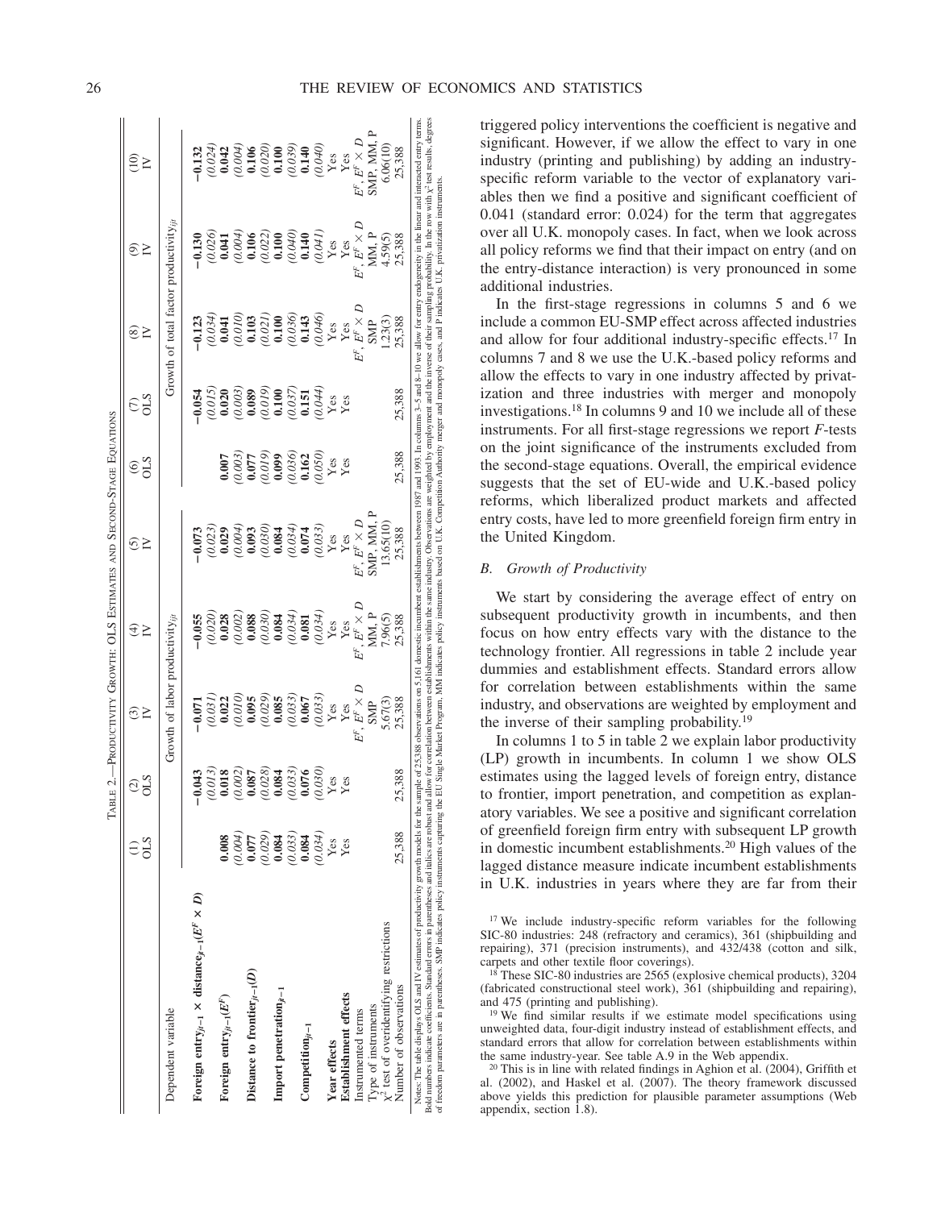TABLE 2.—PRODUCTIVITY GROWTH: OLS ESTIMATES AND SECOND-STAGE EQUATIONS

| | (1) OLS | (2) OLS | (3) IV | (4) IV | (5) IV | (6) OLS | (7) OLS | (8) IV | (9) IV | (10) IV |
|---|---|---|---|---|---|---|---|---|---|---|
| Dependent variable | Growth of labor productivity$_{ijt}$ | | | | | Growth of total factor productivity$_{ijt}$ | | | | |
| **Foreign entry$_{jt-1}$ × distance$_{ijt-1}$($E^F$ × $D$)** | | **−0.043** | **−0.071** | **−0.055** | **−0.073** | | **−0.054** | **−0.123** | **−0.130** | **−0.132** |
| | | *(0.013)* | *(0.031)* | *(0.020)* | *(0.023)* | | *(0.015)* | *(0.034)* | *(0.026)* | *(0.024)* |
| **Foreign entry$_{jt-1}$($E^F$)** | **0.008** | **0.018** | **0.022** | **0.028** | **0.029** | **0.007** | **0.020** | **0.041** | **0.041** | **0.042** |
| | *(0.004)* | *(0.002)* | *(0.010)* | *(0.002)* | *(0.004)* | *(0.003)* | *(0.003)* | *(0.010)* | *(0.004)* | *(0.004)* |
| **Distance to frontier$_{ijt-1}$($D$)** | **0.077** | **0.087** | **0.095** | **0.088** | **0.093** | **0.077** | **0.089** | **0.103** | **0.106** | **0.106** |
| | *(0.029)* | *(0.028)* | *(0.029)* | *(0.030)* | *(0.030)* | *(0.019)* | *(0.019)* | *(0.021)* | *(0.022)* | *(0.020)* |
| **Import penetration$_{jt-1}$** | **0.084** | **0.084** | **0.085** | **0.084** | **0.084** | **0.099** | **0.100** | **0.100** | **0.100** | **0.100** |
| | *(0.033)* | *(0.033)* | *(0.033)* | *(0.034)* | *(0.034)* | *(0.036)* | *(0.037)* | *(0.036)* | *(0.040)* | *(0.039)* |
| **Competition$_{jt-1}$** | **0.084** | **0.076** | **0.067** | **0.081** | **0.074** | **0.162** | **0.151** | **0.143** | **0.140** | **0.140** |
| | *(0.034)* | *(0.030)* | *(0.033)* | *(0.034)* | *(0.033)* | *(0.050)* | *(0.044)* | *(0.046)* | *(0.041)* | *(0.040)* |
| **Year effects** | Yes | Yes | Yes | Yes | Yes | Yes | Yes | Yes | Yes | Yes |
| **Establishment effects** | Yes | Yes | Yes | Yes | Yes | Yes | Yes | Yes | Yes | Yes |
| Instrumented terms | | | $E^F$, $E^F$ × $D$ | $E^F$, $E^F$ × $D$ | $E^F$, $E^F$ × $D$ | | | $E^F$, $E^F$ × $D$ | $E^F$, $E^F$ × $D$ | $E^F$, $E^F$ × $D$ |
| Type of instruments | | | SMP | MM, P | SMP, MM, P | | | SMP | MM, P | SMP, MM, P |
| $\chi^2$ test of overidentifying restrictions | | | 5.67(3) | 7.96(5) | 13.65(10) | | | 1.23(3) | 4.59(5) | 6.06(10) |
| Number of observations | 25,388 | 25,388 | 25,388 | 25,388 | 25,388 | 25,388 | 25,388 | 25,388 | 25,388 | 25,388 |

Notes: The table displays OLS and IV estimates of productivity growth models for the sample of 25,388 observations on 5,161 domestic incumbent establishments between 1987 and 1993. In columns 3–5 and 8–10 we allow for entry endogeneity in the linear and interacted entry terms. Bold numbers indicate coefficients. Standard errors in parentheses and italics are robust and allow for correlation between establishments within the same industry. Observations are weighted by employment and the inverse of their sampling probability. In the row with $\chi^2$ test results, degrees of freedom parameters are in parentheses. SMP indicates policy instruments capturing the EU Single Market Program, MM indicates policy instruments based on U.K. Competition Authority merger and monopoly cases, and P indicates U.K. privatization instruments.

triggered policy interventions the coefficient is negative and significant. However, if we allow the effect to vary in one industry (printing and publishing) by adding an industry-specific reform variable to the vector of explanatory variables then we find a positive and significant coefficient of 0.041 (standard error: 0.024) for the term that aggregates over all U.K. monopoly cases. In fact, when we look across all policy reforms we find that their impact on entry (and on the entry-distance interaction) is very pronounced in some additional industries.

In the first-stage regressions in columns 5 and 6 we include a common EU-SMP effect across affected industries and allow for four additional industry-specific effects.[17] In columns 7 and 8 we use the U.K.-based policy reforms and allow the effects to vary in one industry affected by privatization and three industries with merger and monopoly investigations.[18] In columns 9 and 10 we include all of these instruments. For all first-stage regressions we report $F$-tests on the joint significance of the instruments excluded from the second-stage equations. Overall, the empirical evidence suggests that the set of EU-wide and U.K.-based policy reforms, which liberalized product markets and affected entry costs, have led to more greenfield foreign firm entry in the United Kingdom.

### B. Growth of Productivity

We start by considering the average effect of entry on subsequent productivity growth in incumbents, and then focus on how entry effects vary with the distance to the technology frontier. All regressions in table 2 include year dummies and establishment effects. Standard errors allow for correlation between establishments within the same industry, and observations are weighted by employment and the inverse of their sampling probability.[19]

In columns 1 to 5 in table 2 we explain labor productivity (LP) growth in incumbents. In column 1 we show OLS estimates using the lagged levels of foreign entry, distance to frontier, import penetration, and competition as explanatory variables. We see a positive and significant correlation of greenfield foreign firm entry with subsequent LP growth in domestic incumbent establishments.[20] High values of the lagged distance measure indicate incumbent establishments in U.K. industries in years where they are far from their

[17] We include industry-specific reform variables for the following SIC-80 industries: 248 (refractory and ceramics), 361 (shipbuilding and repairing), 371 (precision instruments), and 432/438 (cotton and silk, carpets and other textile floor coverings).

[18] These SIC-80 industries are 2565 (explosive chemical products), 3204 (fabricated constructional steel work), 361 (shipbuilding and repairing), and 475 (printing and publishing).

[19] We find similar results if we estimate model specifications using unweighted data, four-digit industry instead of establishment effects, and standard errors that allow for correlation between establishments within the same industry-year. See table A.9 in the Web appendix.

[20] This is in line with related findings in Aghion et al. (2004), Griffith et al. (2002), and Haskel et al. (2007). The theory framework discussed above yields this prediction for plausible parameter assumptions (Web appendix, section 1.8).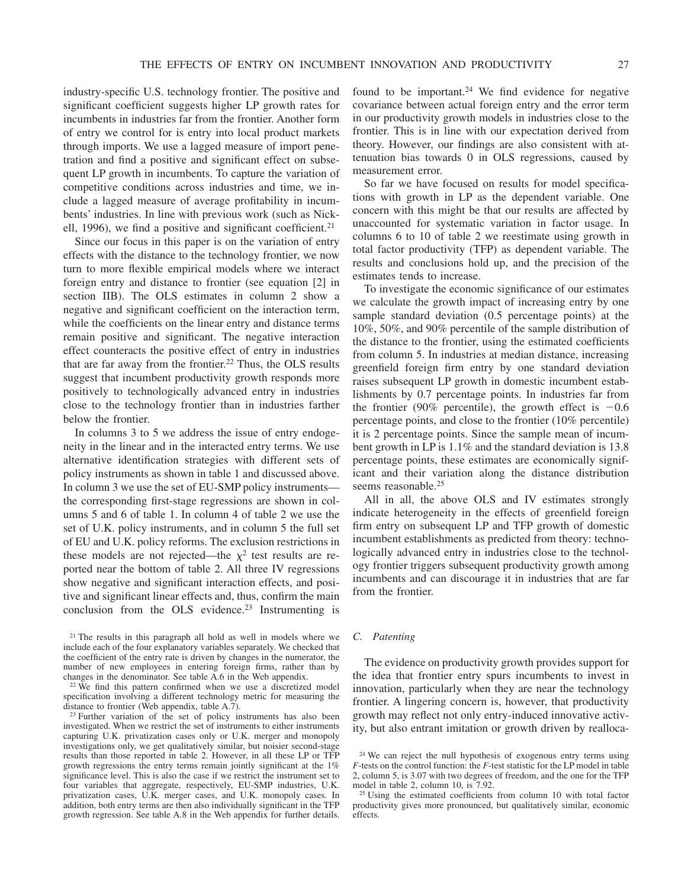industry-specific U.S. technology frontier. The positive and significant coefficient suggests higher LP growth rates for incumbents in industries far from the frontier. Another form of entry we control for is entry into local product markets through imports. We use a lagged measure of import penetration and find a positive and significant effect on subsequent LP growth in incumbents. To capture the variation of competitive conditions across industries and time, we include a lagged measure of average profitability in incumbents' industries. In line with previous work (such as Nickell, 1996), we find a positive and significant coefficient.[21]

Since our focus in this paper is on the variation of entry effects with the distance to the technology frontier, we now turn to more flexible empirical models where we interact foreign entry and distance to frontier (see equation [2] in section IIB). The OLS estimates in column 2 show a negative and significant coefficient on the interaction term, while the coefficients on the linear entry and distance terms remain positive and significant. The negative interaction effect counteracts the positive effect of entry in industries that are far away from the frontier.[22] Thus, the OLS results suggest that incumbent productivity growth responds more positively to technologically advanced entry in industries close to the technology frontier than in industries farther below the frontier.

In columns 3 to 5 we address the issue of entry endogeneity in the linear and in the interacted entry terms. We use alternative identification strategies with different sets of policy instruments as shown in table 1 and discussed above. In column 3 we use the set of EU-SMP policy instruments—the corresponding first-stage regressions are shown in columns 5 and 6 of table 1. In column 4 of table 2 we use the set of U.K. policy instruments, and in column 5 the full set of EU and U.K. policy reforms. The exclusion restrictions in these models are not rejected—the $\chi^2$ test results are reported near the bottom of table 2. All three IV regressions show negative and significant interaction effects, and positive and significant linear effects and, thus, confirm the main conclusion from the OLS evidence.[23] Instrumenting is found to be important.[24] We find evidence for negative covariance between actual foreign entry and the error term in our productivity growth models in industries close to the frontier. This is in line with our expectation derived from theory. However, our findings are also consistent with attenuation bias towards 0 in OLS regressions, caused by measurement error.

So far we have focused on results for model specifications with growth in LP as the dependent variable. One concern with this might be that our results are affected by unaccounted for systematic variation in factor usage. In columns 6 to 10 of table 2 we reestimate using growth in total factor productivity (TFP) as dependent variable. The results and conclusions hold up, and the precision of the estimates tends to increase.

To investigate the economic significance of our estimates we calculate the growth impact of increasing entry by one sample standard deviation (0.5 percentage points) at the 10%, 50%, and 90% percentile of the sample distribution of the distance to the frontier, using the estimated coefficients from column 5. In industries at median distance, increasing greenfield foreign firm entry by one standard deviation raises subsequent LP growth in domestic incumbent establishments by 0.7 percentage points. In industries far from the frontier (90% percentile), the growth effect is −0.6 percentage points, and close to the frontier (10% percentile) it is 2 percentage points. Since the sample mean of incumbent growth in LP is 1.1% and the standard deviation is 13.8 percentage points, these estimates are economically significant and their variation along the distance distribution seems reasonable.[25]

All in all, the above OLS and IV estimates strongly indicate heterogeneity in the effects of greenfield foreign firm entry on subsequent LP and TFP growth of domestic incumbent establishments as predicted from theory: technologically advanced entry in industries close to the technology frontier triggers subsequent productivity growth among incumbents and can discourage it in industries that are far from the frontier.

### C. Patenting

The evidence on productivity growth provides support for the idea that frontier entry spurs incumbents to invest in innovation, particularly when they are near the technology frontier. A lingering concern is, however, that productivity growth may reflect not only entry-induced innovative activity, but also entrant imitation or growth driven by realloca-

---

[21] The results in this paragraph all hold as well in models where we include each of the four explanatory variables separately. We checked that the coefficient of the entry rate is driven by changes in the numerator, the number of new employees in entering foreign firms, rather than by changes in the denominator. See table A.6 in the Web appendix.

[22] We find this pattern confirmed when we use a discretized model specification involving a different technology metric for measuring the distance to frontier (Web appendix, table A.7).

[23] Further variation of the set of policy instruments has also been investigated. When we restrict the set of instruments to either instruments capturing U.K. privatization cases only or U.K. merger and monopoly investigations only, we get qualitatively similar, but noisier second-stage results than those reported in table 2. However, in all these LP or TFP growth regressions the entry terms remain jointly significant at the 1% significance level. This is also the case if we restrict the instrument set to four variables that aggregate, respectively, EU-SMP industries, U.K. privatization cases, U.K. merger cases, and U.K. monopoly cases. In addition, both entry terms are then also individually significant in the TFP growth regression. See table A.8 in the Web appendix for further details.

[24] We can reject the null hypothesis of exogenous entry terms using $F$-tests on the control function: the $F$-test statistic for the LP model in table 2, column 5, is 3.07 with two degrees of freedom, and the one for the TFP model in table 2, column 10, is 7.92.

[25] Using the estimated coefficients from column 10 with total factor productivity gives more pronounced, but qualitatively similar, economic effects.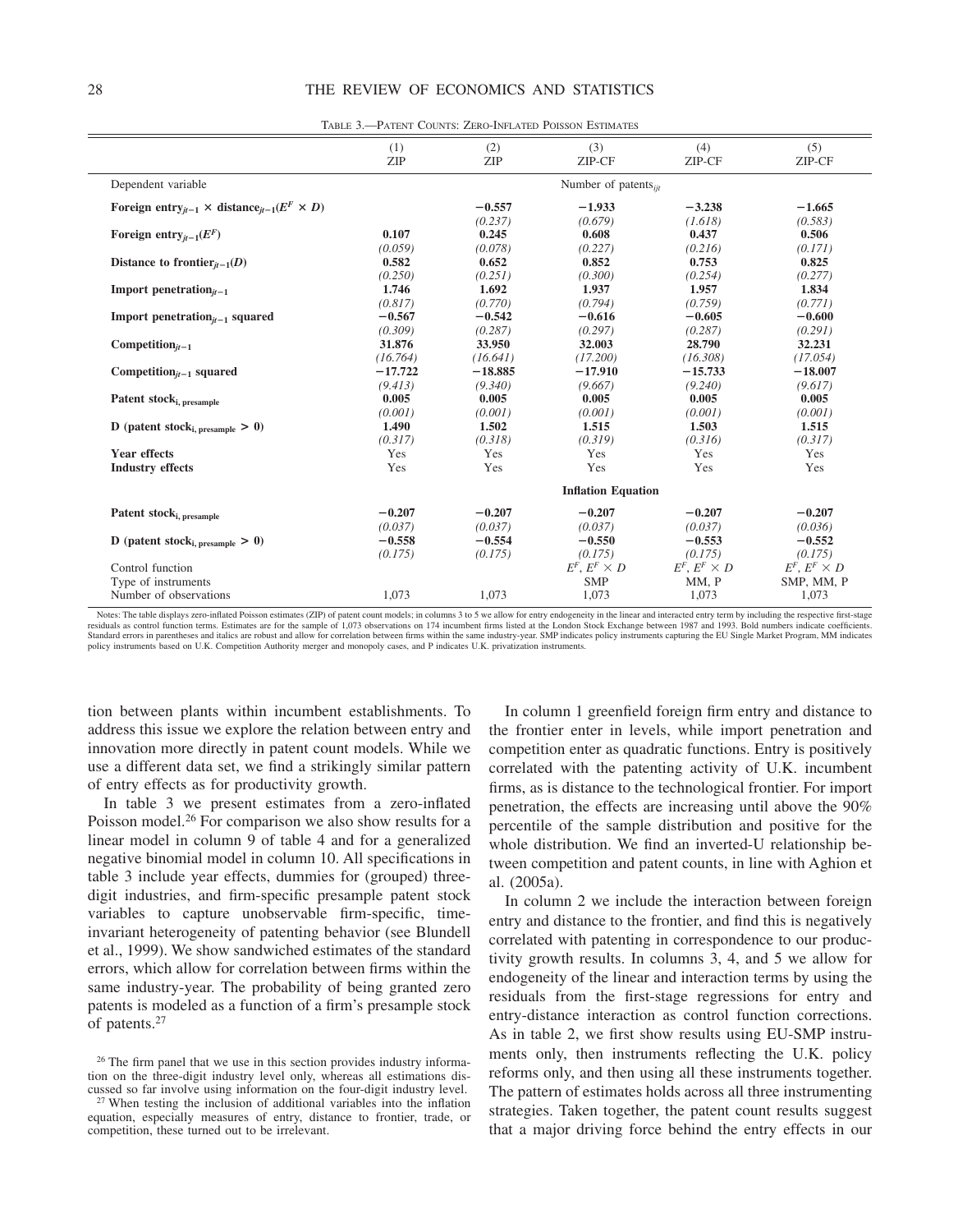TABLE 3.—PATENT COUNTS: ZERO-INFLATED POISSON ESTIMATES

| | (1) ZIP | (2) ZIP | (3) ZIP-CF | (4) ZIP-CF | (5) ZIP-CF |
|---|---|---|---|---|---|
| Dependent variable | | | Number of patents$_{ijt}$ | | |
| **Foreign entry$_{jt-1}$ × distance$_{jt-1}$($E^F \times D$)** | | **−0.557** | **−1.933** | **−3.238** | **−1.665** |
| | | *(0.237)* | *(0.679)* | *(1.618)* | *(0.583)* |
| **Foreign entry$_{jt-1}$($E^F$)** | **0.107** | **0.245** | **0.608** | **0.437** | **0.506** |
| | *(0.059)* | *(0.078)* | *(0.227)* | *(0.216)* | *(0.171)* |
| **Distance to frontier$_{jt-1}$($D$)** | **0.582** | **0.652** | **0.852** | **0.753** | **0.825** |
| | *(0.250)* | *(0.251)* | *(0.300)* | *(0.254)* | *(0.277)* |
| **Import penetration$_{jt-1}$** | **1.746** | **1.692** | **1.937** | **1.957** | **1.834** |
| | *(0.817)* | *(0.770)* | *(0.794)* | *(0.759)* | *(0.771)* |
| **Import penetration$_{jt-1}$ squared** | **−0.567** | **−0.542** | **−0.616** | **−0.605** | **−0.600** |
| | *(0.309)* | *(0.287)* | *(0.297)* | *(0.287)* | *(0.291)* |
| **Competition$_{jt-1}$** | **31.876** | **33.950** | **32.003** | **28.790** | **32.231** |
| | *(16.764)* | *(16.641)* | *(17.200)* | *(16.308)* | *(17.054)* |
| **Competition$_{jt-1}$ squared** | **−17.722** | **−18.885** | **−17.910** | **−15.733** | **−18.007** |
| | *(9.413)* | *(9.340)* | *(9.667)* | *(9.240)* | *(9.617)* |
| **Patent stock$_{i,\ presample}$** | **0.005** | **0.005** | **0.005** | **0.005** | **0.005** |
| | *(0.001)* | *(0.001)* | *(0.001)* | *(0.001)* | *(0.001)* |
| **D (patent stock$_{i,\ presample}$ > 0)** | **1.490** | **1.502** | **1.515** | **1.503** | **1.515** |
| | *(0.317)* | *(0.318)* | *(0.319)* | *(0.316)* | *(0.317)* |
| **Year effects** | Yes | Yes | Yes | Yes | Yes |
| **Industry effects** | Yes | Yes | Yes | Yes | Yes |
| | | | **Inflation Equation** | | |
| **Patent stock$_{i,\ presample}$** | **−0.207** | **−0.207** | **−0.207** | **−0.207** | **−0.207** |
| | *(0.037)* | *(0.037)* | *(0.037)* | *(0.037)* | *(0.036)* |
| **D (patent stock$_{i,\ presample}$ > 0)** | **−0.558** | **−0.554** | **−0.550** | **−0.553** | **−0.552** |
| | *(0.175)* | *(0.175)* | *(0.175)* | *(0.175)* | *(0.175)* |
| Control function | | | $E^F$, $E^F \times D$ | $E^F$, $E^F \times D$ | $E^F$, $E^F \times D$ |
| Type of instruments | | | SMP | MM, P | SMP, MM, P |
| Number of observations | 1,073 | 1,073 | 1,073 | 1,073 | 1,073 |

Notes: The table displays zero-inflated Poisson estimates (ZIP) of patent count models; in columns 3 to 5 we allow for entry endogeneity in the linear and interacted entry term by including the respective first-stage residuals as control function terms. Estimates are for the sample of 1,073 observations on 174 incumbent firms listed at the London Stock Exchange between 1987 and 1993. Bold numbers indicate coefficients. Standard errors in parentheses and italics are robust and allow for correlation between firms within the same industry-year. SMP indicates policy instruments capturing the EU Single Market Program, MM indicates policy instruments based on U.K. Competition Authority merger and monopoly cases, and P indicates U.K. privatization instruments.

tion between plants within incumbent establishments. To address this issue we explore the relation between entry and innovation more directly in patent count models. While we use a different data set, we find a strikingly similar pattern of entry effects as for productivity growth.

In table 3 we present estimates from a zero-inflated Poisson model.[26] For comparison we also show results for a linear model in column 9 of table 4 and for a generalized negative binomial model in column 10. All specifications in table 3 include year effects, dummies for (grouped) three-digit industries, and firm-specific presample patent stock variables to capture unobservable firm-specific, time-invariant heterogeneity of patenting behavior (see Blundell et al., 1999). We show sandwiched estimates of the standard errors, which allow for correlation between firms within the same industry-year. The probability of being granted zero patents is modeled as a function of a firm's presample stock of patents.[27]

In column 1 greenfield foreign firm entry and distance to the frontier enter in levels, while import penetration and competition enter as quadratic functions. Entry is positively correlated with the patenting activity of U.K. incumbent firms, as is distance to the technological frontier. For import penetration, the effects are increasing until above the 90% percentile of the sample distribution and positive for the whole distribution. We find an inverted-U relationship between competition and patent counts, in line with Aghion et al. (2005a).

In column 2 we include the interaction between foreign entry and distance to the frontier, and find this is negatively correlated with patenting in correspondence to our productivity growth results. In columns 3, 4, and 5 we allow for endogeneity of the linear and interaction terms by using the residuals from the first-stage regressions for entry and entry-distance interaction as control function corrections. As in table 2, we first show results using EU-SMP instruments only, then instruments reflecting the U.K. policy reforms only, and then using all these instruments together. The pattern of estimates holds across all three instrumenting strategies. Taken together, the patent count results suggest that a major driving force behind the entry effects in our

[26] The firm panel that we use in this section provides industry information on the three-digit industry level only, whereas all estimations discussed so far involve using information on the four-digit industry level.

[27] When testing the inclusion of additional variables into the inflation equation, especially measures of entry, distance to frontier, trade, or competition, these turned out to be irrelevant.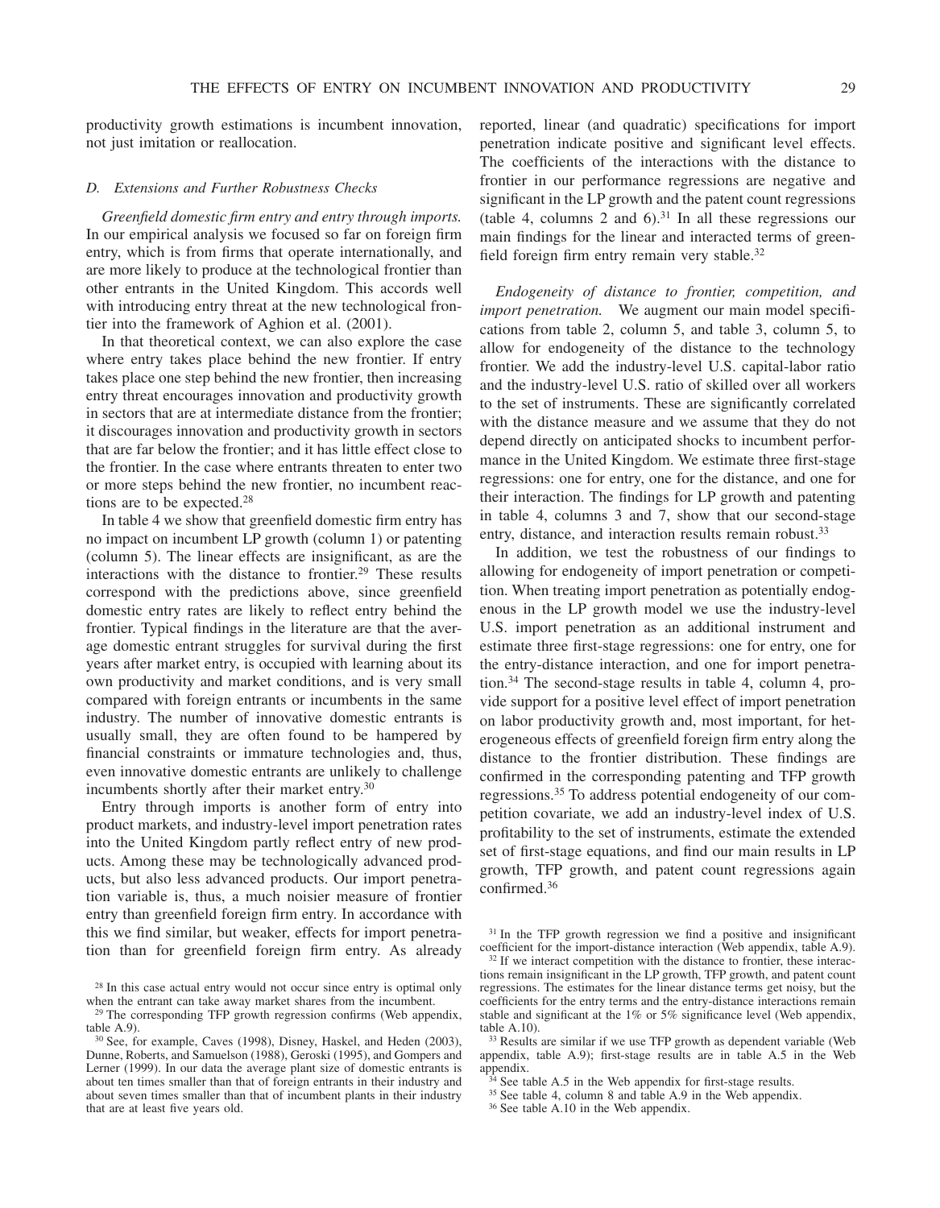productivity growth estimations is incumbent innovation, not just imitation or reallocation.

### *D. Extensions and Further Robustness Checks*

*Greenfield domestic firm entry and entry through imports.* In our empirical analysis we focused so far on foreign firm entry, which is from firms that operate internationally, and are more likely to produce at the technological frontier than other entrants in the United Kingdom. This accords well with introducing entry threat at the new technological frontier into the framework of Aghion et al. (2001).

In that theoretical context, we can also explore the case where entry takes place behind the new frontier. If entry takes place one step behind the new frontier, then increasing entry threat encourages innovation and productivity growth in sectors that are at intermediate distance from the frontier; it discourages innovation and productivity growth in sectors that are far below the frontier; and it has little effect close to the frontier. In the case where entrants threaten to enter two or more steps behind the new frontier, no incumbent reactions are to be expected.[28]

In table 4 we show that greenfield domestic firm entry has no impact on incumbent LP growth (column 1) or patenting (column 5). The linear effects are insignificant, as are the interactions with the distance to frontier.[29] These results correspond with the predictions above, since greenfield domestic entry rates are likely to reflect entry behind the frontier. Typical findings in the literature are that the average domestic entrant struggles for survival during the first years after market entry, is occupied with learning about its own productivity and market conditions, and is very small compared with foreign entrants or incumbents in the same industry. The number of innovative domestic entrants is usually small, they are often found to be hampered by financial constraints or immature technologies and, thus, even innovative domestic entrants are unlikely to challenge incumbents shortly after their market entry.[30]

Entry through imports is another form of entry into product markets, and industry-level import penetration rates into the United Kingdom partly reflect entry of new products. Among these may be technologically advanced products, but also less advanced products. Our import penetration variable is, thus, a much noisier measure of frontier entry than greenfield foreign firm entry. In accordance with this we find similar, but weaker, effects for import penetration than for greenfield foreign firm entry. As already reported, linear (and quadratic) specifications for import penetration indicate positive and significant level effects. The coefficients of the interactions with the distance to frontier in our performance regressions are negative and significant in the LP growth and the patent count regressions (table 4, columns 2 and 6).[31] In all these regressions our main findings for the linear and interacted terms of greenfield foreign firm entry remain very stable.[32]

*Endogeneity of distance to frontier, competition, and import penetration.* We augment our main model specifications from table 2, column 5, and table 3, column 5, to allow for endogeneity of the distance to the technology frontier. We add the industry-level U.S. capital-labor ratio and the industry-level U.S. ratio of skilled over all workers to the set of instruments. These are significantly correlated with the distance measure and we assume that they do not depend directly on anticipated shocks to incumbent performance in the United Kingdom. We estimate three first-stage regressions: one for entry, one for the distance, and one for their interaction. The findings for LP growth and patenting in table 4, columns 3 and 7, show that our second-stage entry, distance, and interaction results remain robust.[33]

In addition, we test the robustness of our findings to allowing for endogeneity of import penetration or competition. When treating import penetration as potentially endogenous in the LP growth model we use the industry-level U.S. import penetration as an additional instrument and estimate three first-stage regressions: one for entry, one for the entry-distance interaction, and one for import penetration.[34] The second-stage results in table 4, column 4, provide support for a positive level effect of import penetration on labor productivity growth and, most important, for heterogeneous effects of greenfield foreign firm entry along the distance to the frontier distribution. These findings are confirmed in the corresponding patenting and TFP growth regressions.[35] To address potential endogeneity of our competition covariate, we add an industry-level index of U.S. profitability to the set of instruments, estimate the extended set of first-stage equations, and find our main results in LP growth, TFP growth, and patent count regressions again confirmed.[36]

---

[28] In this case actual entry would not occur since entry is optimal only when the entrant can take away market shares from the incumbent.

[29] The corresponding TFP growth regression confirms (Web appendix, table A.9).

[30] See, for example, Caves (1998), Disney, Haskel, and Heden (2003), Dunne, Roberts, and Samuelson (1988), Geroski (1995), and Gompers and Lerner (1999). In our data the average plant size of domestic entrants is about ten times smaller than that of foreign entrants in their industry and about seven times smaller than that of incumbent plants in their industry that are at least five years old.

[31] In the TFP growth regression we find a positive and insignificant coefficient for the import-distance interaction (Web appendix, table A.9).

[32] If we interact competition with the distance to frontier, these interactions remain insignificant in the LP growth, TFP growth, and patent count regressions. The estimates for the linear distance terms get noisy, but the coefficients for the entry terms and the entry-distance interactions remain stable and significant at the 1% or 5% significance level (Web appendix, table A.10).

[33] Results are similar if we use TFP growth as dependent variable (Web appendix, table A.9); first-stage results are in table A.5 in the Web appendix.

[34] See table A.5 in the Web appendix for first-stage results.

[35] See table 4, column 8 and table A.9 in the Web appendix.

[36] See table A.10 in the Web appendix.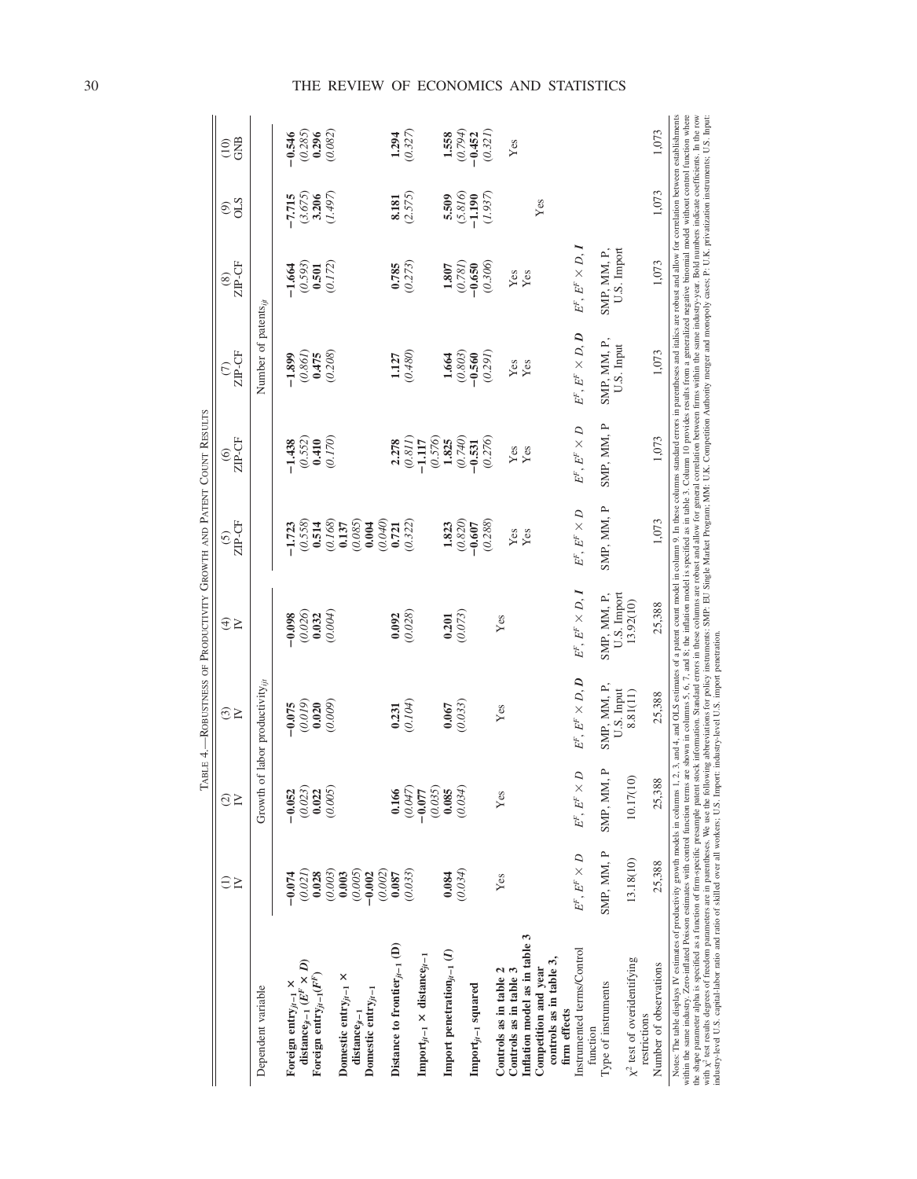TABLE 4.—ROBUSTNESS OF PRODUCTIVITY GROWTH AND PATENT COUNT RESULTS

| | (1) IV | (2) IV | (3) IV | (4) IV | (5) ZIP-CF | (6) ZIP-CF | (7) ZIP-CF | (8) ZIP-CF | (9) OLS | (10) GNB |
|---|---|---|---|---|---|---|---|---|---|---|
| Dependent variable | Growth of labor productivity$_{ijt}$ | | | | Number of patents$_{ijt}$ | | | | | |
| **Foreign entry$_{jt-1}$ × distance$_{ijt-1}$ ($E^F$ × *D*)** | **−0.074** | **−0.052** | **−0.075** | **−0.098** | **−1.723** | **−1.438** | **−1.899** | **−1.664** | **−7.715** | **−0.546** |
| | *(0.021)* | *(0.023)* | *(0.019)* | *(0.026)* | *(0.558)* | *(0.552)* | *(0.861)* | *(0.593)* | *(3.675)* | *(0.285)* |
| **Foreign entry$_{jt-1}$($E^F$)** | **0.028** | **0.022** | **0.020** | **0.032** | **0.514** | **0.410** | **0.475** | **0.501** | **3.206** | **0.296** |
| | *(0.003)* | *(0.005)* | *(0.009)* | *(0.004)* | *(0.168)* | *(0.170)* | *(0.208)* | *(0.172)* | *(1.497)* | *(0.082)* |
| **Domestic entry$_{jt-1}$ × distance$_{ijt-1}$** | **0.003** | | | | **0.137** | | | | | |
| | *(0.005)* | | | | *(0.085)* | | | | | |
| **Domestic entry$_{jt-1}$** | **−0.002** | | | | **0.004** | | | | | |
| | *(0.002)* | | | | *(0.040)* | | | | | |
| **Distance to frontier$_{ijt-1}$ (D)** | **0.087** | **0.166** | **0.231** | **0.092** | **0.721** | **2.278** | **1.127** | **0.785** | **8.181** | **1.294** |
| | *(0.033)* | *(0.047)* | *(0.104)* | *(0.028)* | *(0.322)* | *(0.811)* | *(0.480)* | *(0.273)* | *(2.575)* | *(0.327)* |
| **Import$_{jt-1}$ × distance$_{ijt-1}$** | | **−0.077** | | | | **−1.117** | | | | |
| | | *(0.035)* | | | | *(0.576)* | | | | |
| **Import penetration$_{jt-1}$ (I)** | **0.084** | **0.085** | **0.067** | **0.201** | **1.823** | **1.825** | **1.664** | **1.807** | **5.509** | **1.558** |
| | *(0.034)* | *(0.034)* | *(0.033)* | *(0.073)* | *(0.820)* | *(0.740)* | *(0.803)* | *(0.781)* | *(5.816)* | *(0.794)* |
| **Import$_{jt-1}$ squared** | | | | | **−0.607** | **−0.531** | **−0.560** | **−0.650** | **−1.190** | **−0.452** |
| | | | | | *(0.288)* | *(0.276)* | *(0.291)* | *(0.306)* | *(1.937)* | *(0.321)* |
| **Controls as in table 2** | Yes | Yes | Yes | Yes | | | | | | |
| **Controls as in table 3** | | | | | Yes | Yes | Yes | Yes | | Yes |
| **Inflation model as in table 3** | | | | | Yes | Yes | Yes | Yes | | |
| **Competition and year controls as in table 3, firm effects** | | | | | | | | | Yes | |
| Instrumented terms/Control function | $E^F$, $E^F \times D$ | $E^F$, $E^F \times D$ | $E^F$, $E^F \times D$, ***D*** | $E^F$, $E^F \times D$, ***I*** | $E^F$, $E^F \times D$ | $E^F$, $E^F \times D$ | $E^F$, $E^F \times D$, ***D*** | $E^F$, $E^F \times D$, ***I*** | | |
| Type of instruments | SMP, MM, P | SMP, MM, P | SMP, MM, P, U.S. Input | SMP, MM, P, U.S. Import | SMP, MM, P | SMP, MM, P | SMP, MM, P, U.S. Input | SMP, MM, P, U.S. Import | | |
| $\chi^2$ test of overidentifying restrictions | 13.18(10) | 10.17(10) | 8.81(11) | 13.92(10) | | | | | | |
| Number of observations | 25,388 | 25,388 | 25,388 | 25,388 | 1,073 | 1,073 | 1,073 | 1,073 | 1,073 | 1,073 |

Notes: The table displays IV estimates of productivity growth models in columns 1, 2, 3, and 4, and OLS estimates of a patent count model in column 9. In these columns standard errors in parentheses and italics are robust and allow for correlation between establishments within the same industry. Zero-inflated Poisson estimates with control function terms are shown in columns 5, 6, 7, and 8; the inflation model is specified as in table 3. Column 10 provides results from a generalized negative binomial model without control function where the shape parameter alpha is specified as a function of firm-specific presample patent stock information. Standard errors in these columns are robust and allow for general correlation between firms within the same industry-year. Bold numbers indicate coefficients. In the row with $\chi^2$ test results degrees of freedom parameters are in parentheses. We use the following abbreviations for policy instruments: SMP: EU Single Market Program; MM: U.K. Competition Authority merger and monopoly cases; P: U.K. privatization instruments; U.S. Input: industry-level U.S. capital-labor ratio and ratio of skilled over all workers; U.S. Import: industry-level U.S. import penetration.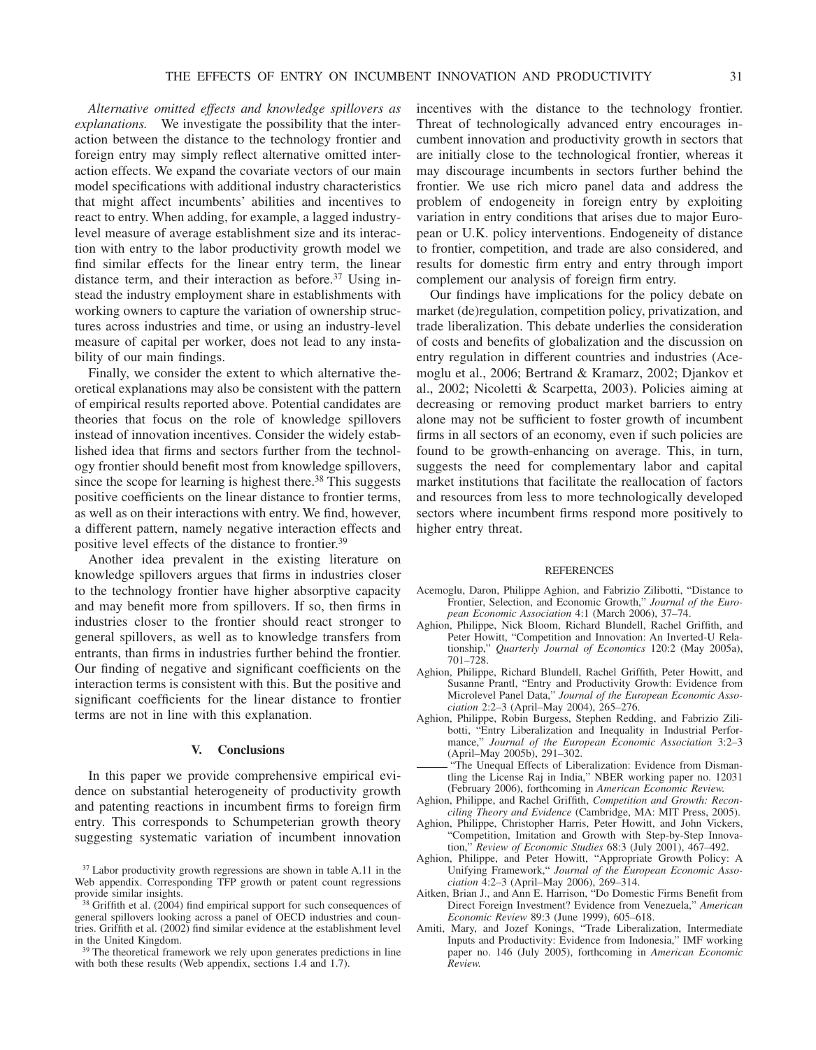*Alternative omitted effects and knowledge spillovers as explanations.* We investigate the possibility that the interaction between the distance to the technology frontier and foreign entry may simply reflect alternative omitted interaction effects. We expand the covariate vectors of our main model specifications with additional industry characteristics that might affect incumbents' abilities and incentives to react to entry. When adding, for example, a lagged industry-level measure of average establishment size and its interaction with entry to the labor productivity growth model we find similar effects for the linear entry term, the linear distance term, and their interaction as before.[37] Using instead the industry employment share in establishments with working owners to capture the variation of ownership structures across industries and time, or using an industry-level measure of capital per worker, does not lead to any instability of our main findings.

Finally, we consider the extent to which alternative theoretical explanations may also be consistent with the pattern of empirical results reported above. Potential candidates are theories that focus on the role of knowledge spillovers instead of innovation incentives. Consider the widely established idea that firms and sectors further from the technology frontier should benefit most from knowledge spillovers, since the scope for learning is highest there.[38] This suggests positive coefficients on the linear distance to frontier terms, as well as on their interactions with entry. We find, however, a different pattern, namely negative interaction effects and positive level effects of the distance to frontier.[39]

Another idea prevalent in the existing literature on knowledge spillovers argues that firms in industries closer to the technology frontier have higher absorptive capacity and may benefit more from spillovers. If so, then firms in industries closer to the frontier should react stronger to general spillovers, as well as to knowledge transfers from entrants, than firms in industries further behind the frontier. Our finding of negative and significant coefficients on the interaction terms is consistent with this. But the positive and significant coefficients for the linear distance to frontier terms are not in line with this explanation.

## V. Conclusions

In this paper we provide comprehensive empirical evidence on substantial heterogeneity of productivity growth and patenting reactions in incumbent firms to foreign firm entry. This corresponds to Schumpeterian growth theory suggesting systematic variation of incumbent innovation incentives with the distance to the technology frontier. Threat of technologically advanced entry encourages incumbent innovation and productivity growth in sectors that are initially close to the technological frontier, whereas it may discourage incumbents in sectors further behind the frontier. We use rich micro panel data and address the problem of endogeneity in foreign entry by exploiting variation in entry conditions that arises due to major European or U.K. policy interventions. Endogeneity of distance to frontier, competition, and trade are also considered, and results for domestic firm entry and entry through import complement our analysis of foreign firm entry.

Our findings have implications for the policy debate on market (de)regulation, competition policy, privatization, and trade liberalization. This debate underlies the consideration of costs and benefits of globalization and the discussion on entry regulation in different countries and industries (Acemoglu et al., 2006; Bertrand & Kramarz, 2002; Djankov et al., 2002; Nicoletti & Scarpetta, 2003). Policies aiming at decreasing or removing product market barriers to entry alone may not be sufficient to foster growth of incumbent firms in all sectors of an economy, even if such policies are found to be growth-enhancing on average. This, in turn, suggests the need for complementary labor and capital market institutions that facilitate the reallocation of factors and resources from less to more technologically developed sectors where incumbent firms respond more positively to higher entry threat.

[37] Labor productivity growth regressions are shown in table A.11 in the Web appendix. Corresponding TFP growth or patent count regressions provide similar insights.

[38] Griffith et al. (2004) find empirical support for such consequences of general spillovers looking across a panel of OECD industries and countries. Griffith et al. (2002) find similar evidence at the establishment level in the United Kingdom.

[39] The theoretical framework we rely upon generates predictions in line with both these results (Web appendix, sections 1.4 and 1.7).

### REFERENCES

Acemoglu, Daron, Philippe Aghion, and Fabrizio Zilibotti, "Distance to Frontier, Selection, and Economic Growth," *Journal of the European Economic Association* 4:1 (March 2006), 37–74.

Aghion, Philippe, Nick Bloom, Richard Blundell, Rachel Griffith, and Peter Howitt, "Competition and Innovation: An Inverted-U Relationship," *Quarterly Journal of Economics* 120:2 (May 2005a), 701–728.

Aghion, Philippe, Richard Blundell, Rachel Griffith, Peter Howitt, and Susanne Prantl, "Entry and Productivity Growth: Evidence from Microlevel Panel Data," *Journal of the European Economic Association* 2:2–3 (April–May 2004), 265–276.

Aghion, Philippe, Robin Burgess, Stephen Redding, and Fabrizio Zilibotti, "Entry Liberalization and Inequality in Industrial Performance," *Journal of the European Economic Association* 3:2–3 (April–May 2005b), 291–302.

——— "The Unequal Effects of Liberalization: Evidence from Dismantling the License Raj in India," NBER working paper no. 12031 (February 2006), forthcoming in *American Economic Review.*

Aghion, Philippe, and Rachel Griffith, *Competition and Growth: Reconciling Theory and Evidence* (Cambridge, MA: MIT Press, 2005).

Aghion, Philippe, Christopher Harris, Peter Howitt, and John Vickers, "Competition, Imitation and Growth with Step-by-Step Innovation," *Review of Economic Studies* 68:3 (July 2001), 467–492.

Aghion, Philippe, and Peter Howitt, "Appropriate Growth Policy: A Unifying Framework," *Journal of the European Economic Association* 4:2–3 (April–May 2006), 269–314.

Aitken, Brian J., and Ann E. Harrison, "Do Domestic Firms Benefit from Direct Foreign Investment? Evidence from Venezuela," *American Economic Review* 89:3 (June 1999), 605–618.

Amiti, Mary, and Jozef Konings, "Trade Liberalization, Intermediate Inputs and Productivity: Evidence from Indonesia," IMF working paper no. 146 (July 2005), forthcoming in *American Economic Review.*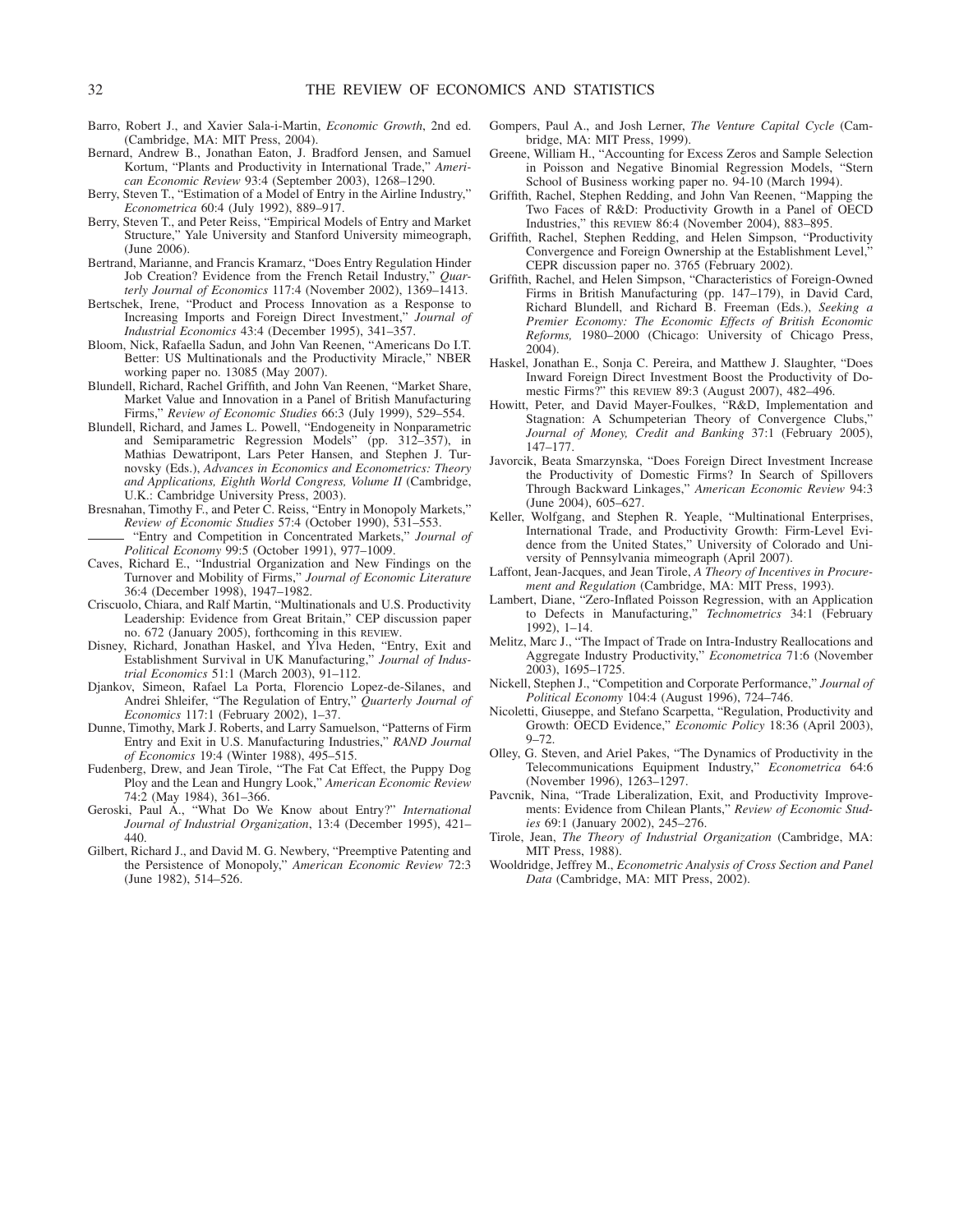Barro, Robert J., and Xavier Sala-i-Martin, *Economic Growth*, 2nd ed. (Cambridge, MA: MIT Press, 2004).

Bernard, Andrew B., Jonathan Eaton, J. Bradford Jensen, and Samuel Kortum, "Plants and Productivity in International Trade," *American Economic Review* 93:4 (September 2003), 1268–1290.

Berry, Steven T., "Estimation of a Model of Entry in the Airline Industry," *Econometrica* 60:4 (July 1992), 889–917.

Berry, Steven T., and Peter Reiss, "Empirical Models of Entry and Market Structure," Yale University and Stanford University mimeograph, (June 2006).

Bertrand, Marianne, and Francis Kramarz, "Does Entry Regulation Hinder Job Creation? Evidence from the French Retail Industry," *Quarterly Journal of Economics* 117:4 (November 2002), 1369–1413.

Bertschek, Irene, "Product and Process Innovation as a Response to Increasing Imports and Foreign Direct Investment," *Journal of Industrial Economics* 43:4 (December 1995), 341–357.

Bloom, Nick, Rafaella Sadun, and John Van Reenen, "Americans Do I.T. Better: US Multinationals and the Productivity Miracle," NBER working paper no. 13085 (May 2007).

Blundell, Richard, Rachel Griffith, and John Van Reenen, "Market Share, Market Value and Innovation in a Panel of British Manufacturing Firms," *Review of Economic Studies* 66:3 (July 1999), 529–554.

Blundell, Richard, and James L. Powell, "Endogeneity in Nonparametric and Semiparametric Regression Models" (pp. 312–357), in Mathias Dewatripont, Lars Peter Hansen, and Stephen J. Turnovsky (Eds.), *Advances in Economics and Econometrics: Theory and Applications, Eighth World Congress, Volume II* (Cambridge, U.K.: Cambridge University Press, 2003).

Bresnahan, Timothy F., and Peter C. Reiss, "Entry in Monopoly Markets," *Review of Economic Studies* 57:4 (October 1990), 531–553.

——— "Entry and Competition in Concentrated Markets," *Journal of Political Economy* 99:5 (October 1991), 977–1009.

Caves, Richard E., "Industrial Organization and New Findings on the Turnover and Mobility of Firms," *Journal of Economic Literature* 36:4 (December 1998), 1947–1982.

Criscuolo, Chiara, and Ralf Martin, "Multinationals and U.S. Productivity Leadership: Evidence from Great Britain," CEP discussion paper no. 672 (January 2005), forthcoming in this REVIEW.

Disney, Richard, Jonathan Haskel, and Ylva Heden, "Entry, Exit and Establishment Survival in UK Manufacturing," *Journal of Industrial Economics* 51:1 (March 2003), 91–112.

Djankov, Simeon, Rafael La Porta, Florencio Lopez-de-Silanes, and Andrei Shleifer, "The Regulation of Entry," *Quarterly Journal of Economics* 117:1 (February 2002), 1–37.

Dunne, Timothy, Mark J. Roberts, and Larry Samuelson, "Patterns of Firm Entry and Exit in U.S. Manufacturing Industries," *RAND Journal of Economics* 19:4 (Winter 1988), 495–515.

Fudenberg, Drew, and Jean Tirole, "The Fat Cat Effect, the Puppy Dog Ploy and the Lean and Hungry Look," *American Economic Review* 74:2 (May 1984), 361–366.

Geroski, Paul A., "What Do We Know about Entry?" *International Journal of Industrial Organization*, 13:4 (December 1995), 421–440.

Gilbert, Richard J., and David M. G. Newbery, "Preemptive Patenting and the Persistence of Monopoly," *American Economic Review* 72:3 (June 1982), 514–526.

Gompers, Paul A., and Josh Lerner, *The Venture Capital Cycle* (Cambridge, MA: MIT Press, 1999).

Greene, William H., "Accounting for Excess Zeros and Sample Selection in Poisson and Negative Binomial Regression Models, "Stern School of Business working paper no. 94-10 (March 1994).

Griffith, Rachel, Stephen Redding, and John Van Reenen, "Mapping the Two Faces of R&D: Productivity Growth in a Panel of OECD Industries," this REVIEW 86:4 (November 2004), 883–895.

Griffith, Rachel, Stephen Redding, and Helen Simpson, "Productivity Convergence and Foreign Ownership at the Establishment Level," CEPR discussion paper no. 3765 (February 2002).

Griffith, Rachel, and Helen Simpson, "Characteristics of Foreign-Owned Firms in British Manufacturing (pp. 147–179), in David Card, Richard Blundell, and Richard B. Freeman (Eds.), *Seeking a Premier Economy: The Economic Effects of British Economic Reforms,* 1980–2000 (Chicago: University of Chicago Press, 2004).

Haskel, Jonathan E., Sonja C. Pereira, and Matthew J. Slaughter, "Does Inward Foreign Direct Investment Boost the Productivity of Domestic Firms?" this REVIEW 89:3 (August 2007), 482–496.

Howitt, Peter, and David Mayer-Foulkes, "R&D, Implementation and Stagnation: A Schumpeterian Theory of Convergence Clubs," *Journal of Money, Credit and Banking* 37:1 (February 2005), 147–177.

Javorcik, Beata Smarzynska, "Does Foreign Direct Investment Increase the Productivity of Domestic Firms? In Search of Spillovers Through Backward Linkages," *American Economic Review* 94:3 (June 2004), 605–627.

Keller, Wolfgang, and Stephen R. Yeaple, "Multinational Enterprises, International Trade, and Productivity Growth: Firm-Level Evidence from the United States," University of Colorado and University of Pennsylvania mimeograph (April 2007).

Laffont, Jean-Jacques, and Jean Tirole, *A Theory of Incentives in Procurement and Regulation* (Cambridge, MA: MIT Press, 1993).

Lambert, Diane, "Zero-Inflated Poisson Regression, with an Application to Defects in Manufacturing," *Technometrics* 34:1 (February 1992), 1–14.

Melitz, Marc J., "The Impact of Trade on Intra-Industry Reallocations and Aggregate Industry Productivity," *Econometrica* 71:6 (November 2003), 1695–1725.

Nickell, Stephen J., "Competition and Corporate Performance," *Journal of Political Economy* 104:4 (August 1996), 724–746.

Nicoletti, Giuseppe, and Stefano Scarpetta, "Regulation, Productivity and Growth: OECD Evidence," *Economic Policy* 18:36 (April 2003), 9–72.

Olley, G. Steven, and Ariel Pakes, "The Dynamics of Productivity in the Telecommunications Equipment Industry," *Econometrica* 64:6 (November 1996), 1263–1297.

Pavcnik, Nina, "Trade Liberalization, Exit, and Productivity Improvements: Evidence from Chilean Plants," *Review of Economic Studies* 69:1 (January 2002), 245–276.

Tirole, Jean, *The Theory of Industrial Organization* (Cambridge, MA: MIT Press, 1988).

Wooldridge, Jeffrey M., *Econometric Analysis of Cross Section and Panel Data* (Cambridge, MA: MIT Press, 2002).